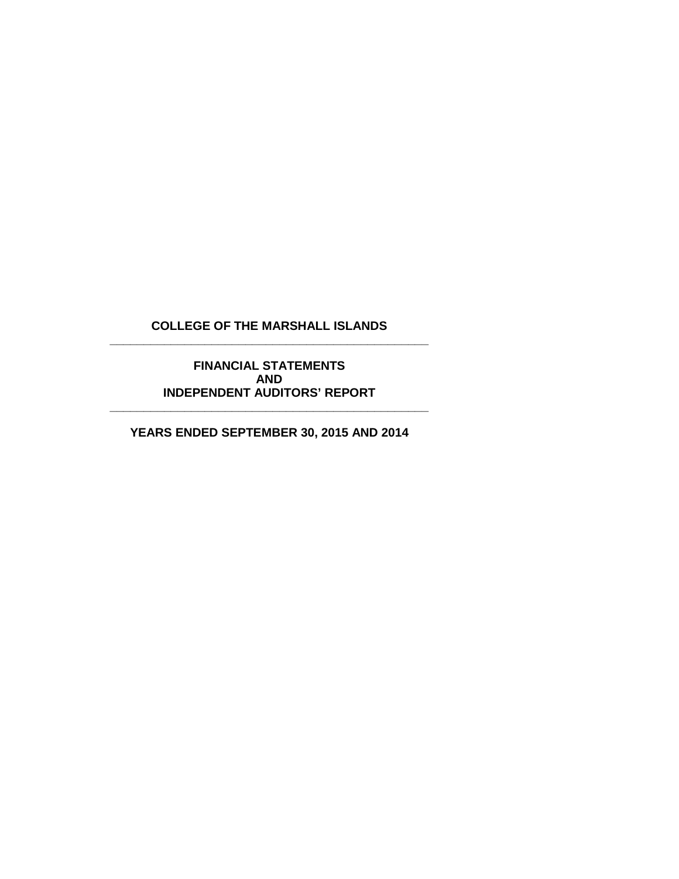# COLLEGE OF THE MARSHALL ISLANDS

---

## FINANCIAL STATEMENTS
## AND
## INDEPENDENT AUDITORS' REPORT

---

### YEARS ENDED SEPTEMBER 30, 2015 AND 2014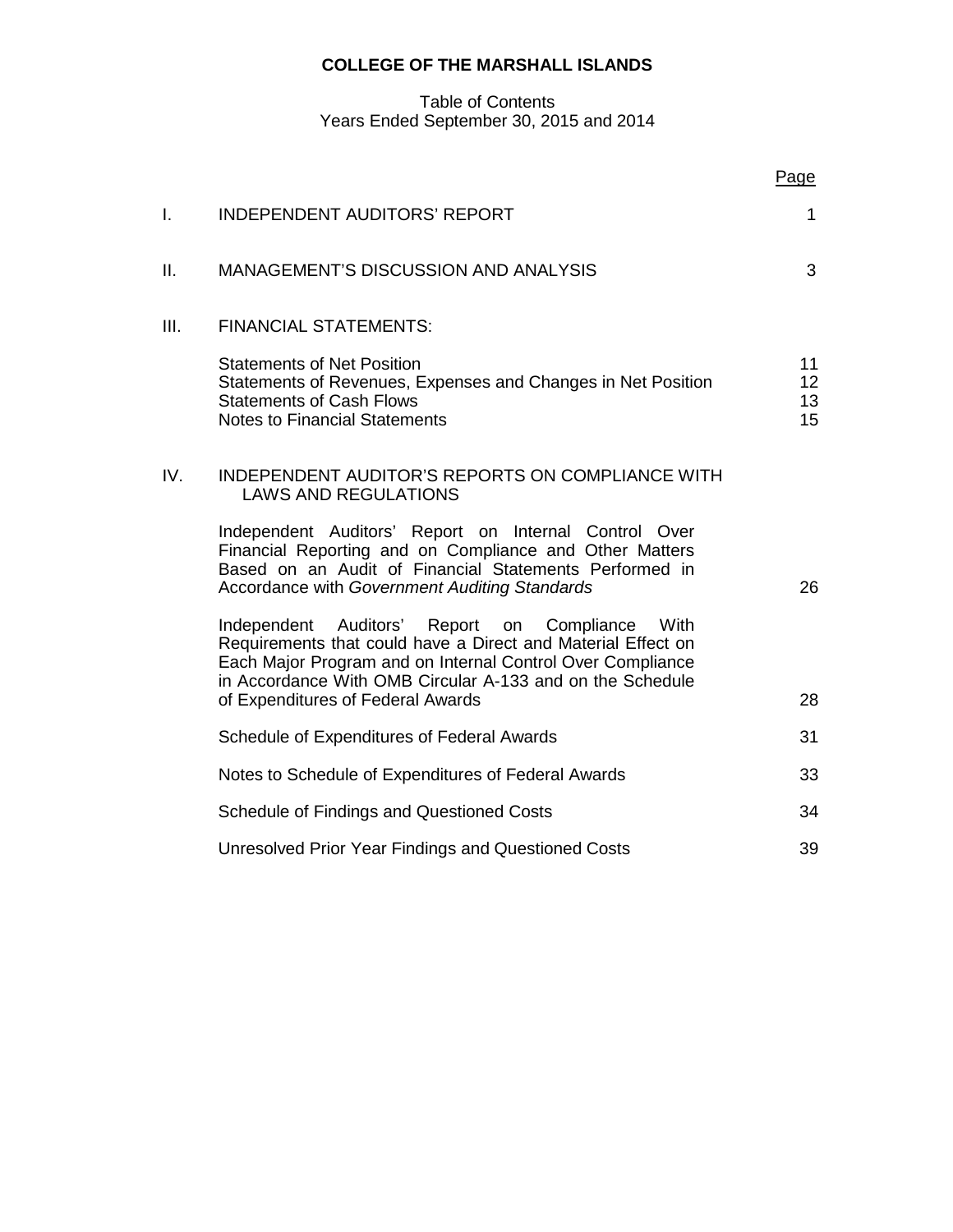**COLLEGE OF THE MARSHALL ISLANDS**

Table of Contents
Years Ended September 30, 2015 and 2014

| | | Page |
|---|---|---|
| I. | INDEPENDENT AUDITORS' REPORT | 1 |
| II. | MANAGEMENT'S DISCUSSION AND ANALYSIS | 3 |
| III. | FINANCIAL STATEMENTS: | |
| | Statements of Net Position | 11 |
| | Statements of Revenues, Expenses and Changes in Net Position | 12 |
| | Statements of Cash Flows | 13 |
| | Notes to Financial Statements | 15 |
| IV. | INDEPENDENT AUDITOR'S REPORTS ON COMPLIANCE WITH LAWS AND REGULATIONS | |
| | Independent Auditors' Report on Internal Control Over Financial Reporting and on Compliance and Other Matters Based on an Audit of Financial Statements Performed in Accordance with *Government Auditing Standards* | 26 |
| | Independent Auditors' Report on Compliance With Requirements that could have a Direct and Material Effect on Each Major Program and on Internal Control Over Compliance in Accordance With OMB Circular A-133 and on the Schedule of Expenditures of Federal Awards | 28 |
| | Schedule of Expenditures of Federal Awards | 31 |
| | Notes to Schedule of Expenditures of Federal Awards | 33 |
| | Schedule of Findings and Questioned Costs | 34 |
| | Unresolved Prior Year Findings and Questioned Costs | 39 |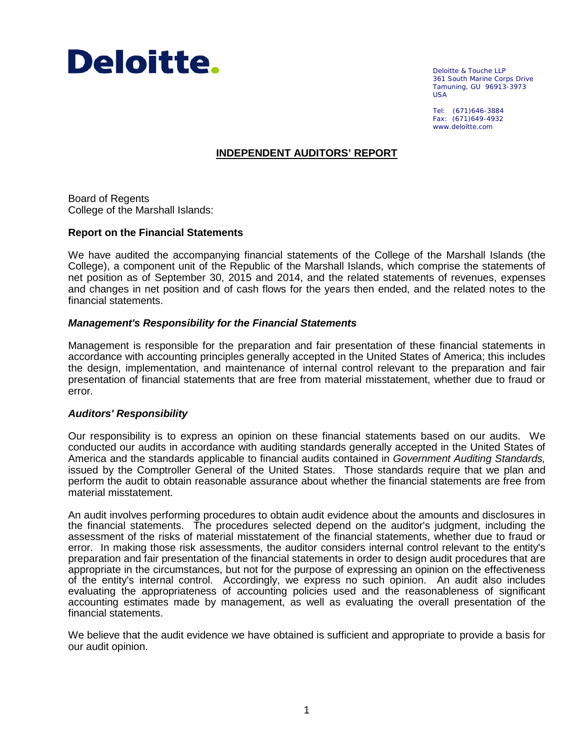**Deloitte.**

Deloitte & Touche LLP
361 South Marine Corps Drive
Tamuning, GU 96913-3973
USA

Tel: (671)646-3884
Fax: (671)649-4932
www.deloitte.com

## INDEPENDENT AUDITORS' REPORT

Board of Regents
College of the Marshall Islands:

### Report on the Financial Statements

We have audited the accompanying financial statements of the College of the Marshall Islands (the College), a component unit of the Republic of the Marshall Islands, which comprise the statements of net position as of September 30, 2015 and 2014, and the related statements of revenues, expenses and changes in net position and of cash flows for the years then ended, and the related notes to the financial statements.

### *Management's Responsibility for the Financial Statements*

Management is responsible for the preparation and fair presentation of these financial statements in accordance with accounting principles generally accepted in the United States of America; this includes the design, implementation, and maintenance of internal control relevant to the preparation and fair presentation of financial statements that are free from material misstatement, whether due to fraud or error.

### *Auditors' Responsibility*

Our responsibility is to express an opinion on these financial statements based on our audits. We conducted our audits in accordance with auditing standards generally accepted in the United States of America and the standards applicable to financial audits contained in *Government Auditing Standards,* issued by the Comptroller General of the United States. Those standards require that we plan and perform the audit to obtain reasonable assurance about whether the financial statements are free from material misstatement.

An audit involves performing procedures to obtain audit evidence about the amounts and disclosures in the financial statements. The procedures selected depend on the auditor's judgment, including the assessment of the risks of material misstatement of the financial statements, whether due to fraud or error. In making those risk assessments, the auditor considers internal control relevant to the entity's preparation and fair presentation of the financial statements in order to design audit procedures that are appropriate in the circumstances, but not for the purpose of expressing an opinion on the effectiveness of the entity's internal control. Accordingly, we express no such opinion. An audit also includes evaluating the appropriateness of accounting policies used and the reasonableness of significant accounting estimates made by management, as well as evaluating the overall presentation of the financial statements.

We believe that the audit evidence we have obtained is sufficient and appropriate to provide a basis for our audit opinion.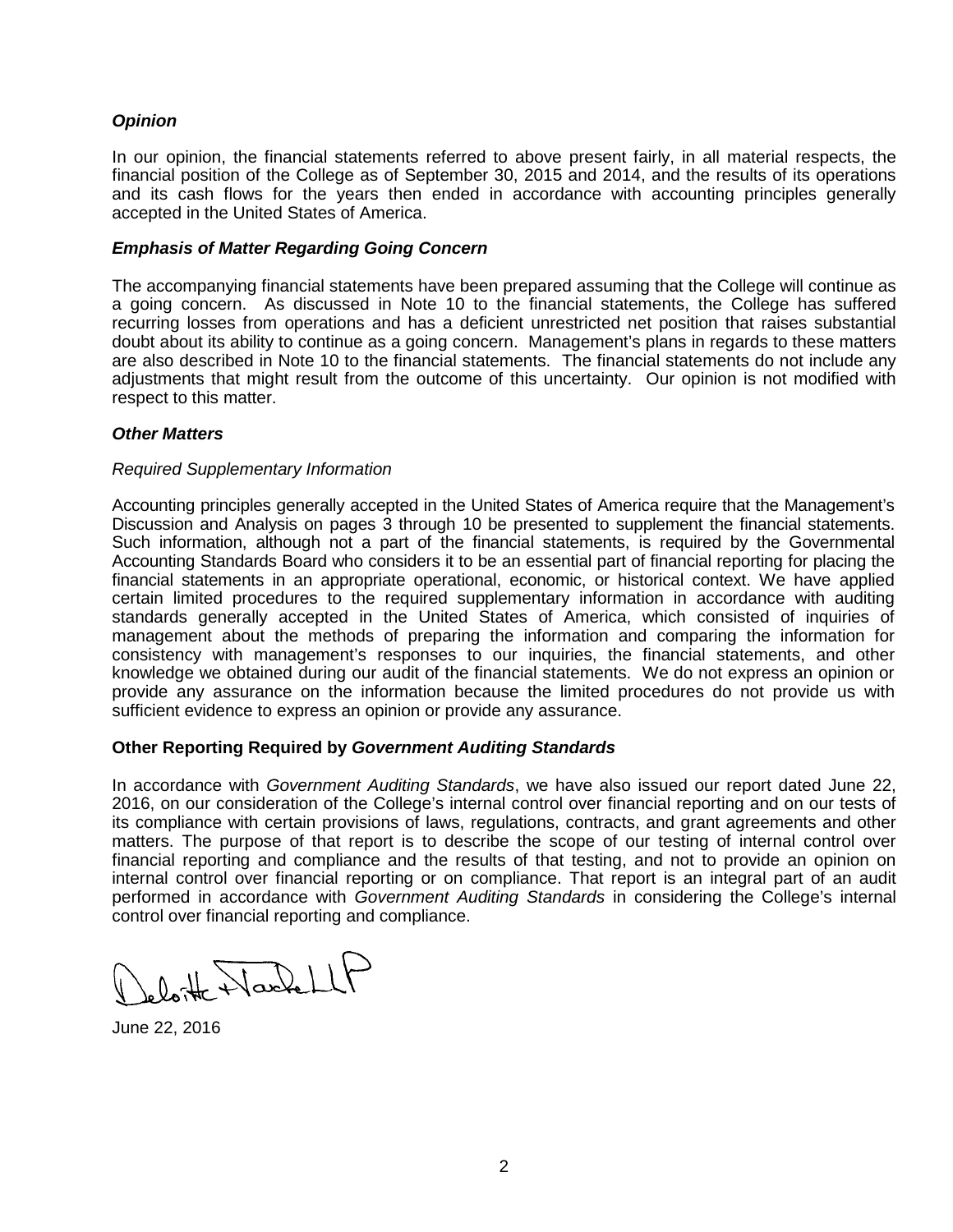### *Opinion*

In our opinion, the financial statements referred to above present fairly, in all material respects, the financial position of the College as of September 30, 2015 and 2014, and the results of its operations and its cash flows for the years then ended in accordance with accounting principles generally accepted in the United States of America.

### *Emphasis of Matter Regarding Going Concern*

The accompanying financial statements have been prepared assuming that the College will continue as a going concern. As discussed in Note 10 to the financial statements, the College has suffered recurring losses from operations and has a deficient unrestricted net position that raises substantial doubt about its ability to continue as a going concern. Management's plans in regards to these matters are also described in Note 10 to the financial statements. The financial statements do not include any adjustments that might result from the outcome of this uncertainty. Our opinion is not modified with respect to this matter.

### *Other Matters*

*Required Supplementary Information*

Accounting principles generally accepted in the United States of America require that the Management's Discussion and Analysis on pages 3 through 10 be presented to supplement the financial statements. Such information, although not a part of the financial statements, is required by the Governmental Accounting Standards Board who considers it to be an essential part of financial reporting for placing the financial statements in an appropriate operational, economic, or historical context. We have applied certain limited procedures to the required supplementary information in accordance with auditing standards generally accepted in the United States of America, which consisted of inquiries of management about the methods of preparing the information and comparing the information for consistency with management's responses to our inquiries, the financial statements, and other knowledge we obtained during our audit of the financial statements. We do not express an opinion or provide any assurance on the information because the limited procedures do not provide us with sufficient evidence to express an opinion or provide any assurance.

### **Other Reporting Required by *Government Auditing Standards***

In accordance with *Government Auditing Standards*, we have also issued our report dated June 22, 2016, on our consideration of the College's internal control over financial reporting and on our tests of its compliance with certain provisions of laws, regulations, contracts, and grant agreements and other matters. The purpose of that report is to describe the scope of our testing of internal control over financial reporting and compliance and the results of that testing, and not to provide an opinion on internal control over financial reporting or on compliance. That report is an integral part of an audit performed in accordance with *Government Auditing Standards* in considering the College's internal control over financial reporting and compliance.

Deloitte & Touche LLP

June 22, 2016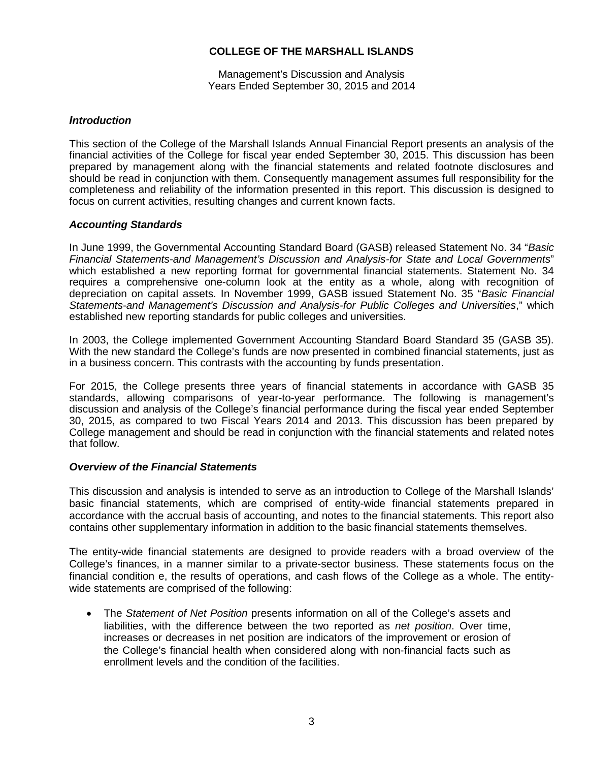**COLLEGE OF THE MARSHALL ISLANDS**

Management's Discussion and Analysis
Years Ended September 30, 2015 and 2014

### *Introduction*

This section of the College of the Marshall Islands Annual Financial Report presents an analysis of the financial activities of the College for fiscal year ended September 30, 2015. This discussion has been prepared by management along with the financial statements and related footnote disclosures and should be read in conjunction with them. Consequently management assumes full responsibility for the completeness and reliability of the information presented in this report. This discussion is designed to focus on current activities, resulting changes and current known facts.

### *Accounting Standards*

In June 1999, the Governmental Accounting Standard Board (GASB) released Statement No. 34 "*Basic Financial Statements-and Management's Discussion and Analysis-for State and Local Governments*" which established a new reporting format for governmental financial statements. Statement No. 34 requires a comprehensive one-column look at the entity as a whole, along with recognition of depreciation on capital assets. In November 1999, GASB issued Statement No. 35 "*Basic Financial Statements-and Management's Discussion and Analysis-for Public Colleges and Universities*," which established new reporting standards for public colleges and universities.

In 2003, the College implemented Government Accounting Standard Board Standard 35 (GASB 35). With the new standard the College's funds are now presented in combined financial statements, just as in a business concern. This contrasts with the accounting by funds presentation.

For 2015, the College presents three years of financial statements in accordance with GASB 35 standards, allowing comparisons of year-to-year performance. The following is management's discussion and analysis of the College's financial performance during the fiscal year ended September 30, 2015, as compared to two Fiscal Years 2014 and 2013. This discussion has been prepared by College management and should be read in conjunction with the financial statements and related notes that follow.

### *Overview of the Financial Statements*

This discussion and analysis is intended to serve as an introduction to College of the Marshall Islands' basic financial statements, which are comprised of entity-wide financial statements prepared in accordance with the accrual basis of accounting, and notes to the financial statements. This report also contains other supplementary information in addition to the basic financial statements themselves.

The entity-wide financial statements are designed to provide readers with a broad overview of the College's finances, in a manner similar to a private-sector business. These statements focus on the financial condition e, the results of operations, and cash flows of the College as a whole. The entity-wide statements are comprised of the following:

- The *Statement of Net Position* presents information on all of the College's assets and liabilities, with the difference between the two reported as *net position*. Over time, increases or decreases in net position are indicators of the improvement or erosion of the College's financial health when considered along with non-financial facts such as enrollment levels and the condition of the facilities.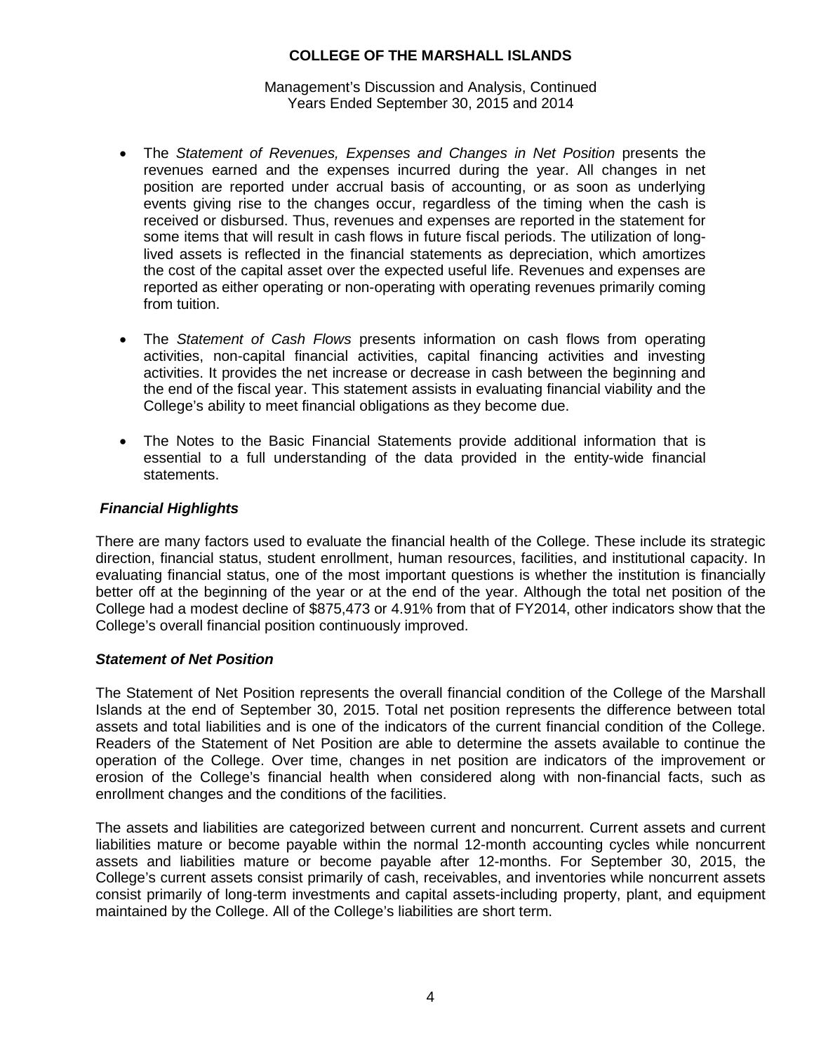- The *Statement of Revenues, Expenses and Changes in Net Position* presents the revenues earned and the expenses incurred during the year. All changes in net position are reported under accrual basis of accounting, or as soon as underlying events giving rise to the changes occur, regardless of the timing when the cash is received or disbursed. Thus, revenues and expenses are reported in the statement for some items that will result in cash flows in future fiscal periods. The utilization of long-lived assets is reflected in the financial statements as depreciation, which amortizes the cost of the capital asset over the expected useful life. Revenues and expenses are reported as either operating or non-operating with operating revenues primarily coming from tuition.

- The *Statement of Cash Flows* presents information on cash flows from operating activities, non-capital financial activities, capital financing activities and investing activities. It provides the net increase or decrease in cash between the beginning and the end of the fiscal year. This statement assists in evaluating financial viability and the College's ability to meet financial obligations as they become due.

- The Notes to the Basic Financial Statements provide additional information that is essential to a full understanding of the data provided in the entity-wide financial statements.

### *Financial Highlights*

There are many factors used to evaluate the financial health of the College. These include its strategic direction, financial status, student enrollment, human resources, facilities, and institutional capacity. In evaluating financial status, one of the most important questions is whether the institution is financially better off at the beginning of the year or at the end of the year. Although the total net position of the College had a modest decline of $875,473 or 4.91% from that of FY2014, other indicators show that the College's overall financial position continuously improved.

### *Statement of Net Position*

The Statement of Net Position represents the overall financial condition of the College of the Marshall Islands at the end of September 30, 2015. Total net position represents the difference between total assets and total liabilities and is one of the indicators of the current financial condition of the College. Readers of the Statement of Net Position are able to determine the assets available to continue the operation of the College. Over time, changes in net position are indicators of the improvement or erosion of the College's financial health when considered along with non-financial facts, such as enrollment changes and the conditions of the facilities.

The assets and liabilities are categorized between current and noncurrent. Current assets and current liabilities mature or become payable within the normal 12-month accounting cycles while noncurrent assets and liabilities mature or become payable after 12-months. For September 30, 2015, the College's current assets consist primarily of cash, receivables, and inventories while noncurrent assets consist primarily of long-term investments and capital assets-including property, plant, and equipment maintained by the College. All of the College's liabilities are short term.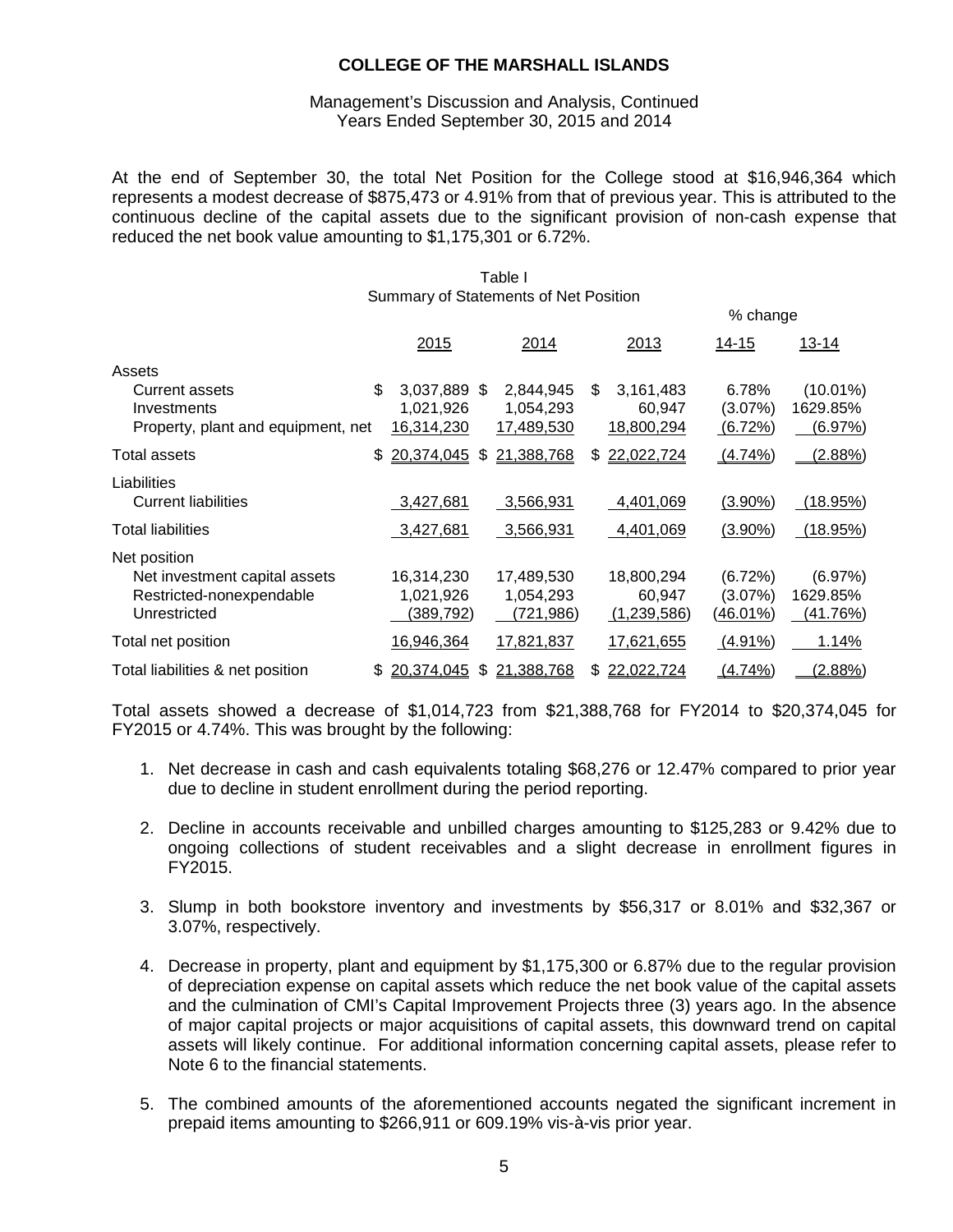# COLLEGE OF THE MARSHALL ISLANDS

Management's Discussion and Analysis, Continued
Years Ended September 30, 2015 and 2014

At the end of September 30, the total Net Position for the College stood at $16,946,364 which represents a modest decrease of $875,473 or 4.91% from that of previous year. This is attributed to the continuous decline of the capital assets due to the significant provision of non-cash expense that reduced the net book value amounting to $1,175,301 or 6.72%.

Table I
Summary of Statements of Net Position

| | 2015 | 2014 | 2013 | % change 14-15 | % change 13-14 |
|---|---|---|---|---|---|
| Assets | | | | | |
| Current assets | $ 3,037,889 | $ 2,844,945 | $ 3,161,483 | 6.78% | (10.01%) |
| Investments | 1,021,926 | 1,054,293 | 60,947 | (3.07%) | 1629.85% |
| Property, plant and equipment, net | 16,314,230 | 17,489,530 | 18,800,294 | (6.72%) | (6.97%) |
| Total assets | $ 20,374,045 | $ 21,388,768 | $ 22,022,724 | (4.74%) | (2.88%) |
| Liabilities | | | | | |
| Current liabilities | 3,427,681 | 3,566,931 | 4,401,069 | (3.90%) | (18.95%) |
| Total liabilities | 3,427,681 | 3,566,931 | 4,401,069 | (3.90%) | (18.95%) |
| Net position | | | | | |
| Net investment capital assets | 16,314,230 | 17,489,530 | 18,800,294 | (6.72%) | (6.97%) |
| Restricted-nonexpendable | 1,021,926 | 1,054,293 | 60,947 | (3.07%) | 1629.85% |
| Unrestricted | (389,792) | (721,986) | (1,239,586) | (46.01%) | (41.76%) |
| Total net position | 16,946,364 | 17,821,837 | 17,621,655 | (4.91%) | 1.14% |
| Total liabilities & net position | $ 20,374,045 | $ 21,388,768 | $ 22,022,724 | (4.74%) | (2.88%) |

Total assets showed a decrease of $1,014,723 from $21,388,768 for FY2014 to $20,374,045 for FY2015 or 4.74%. This was brought by the following:

1. Net decrease in cash and cash equivalents totaling $68,276 or 12.47% compared to prior year due to decline in student enrollment during the period reporting.

2. Decline in accounts receivable and unbilled charges amounting to $125,283 or 9.42% due to ongoing collections of student receivables and a slight decrease in enrollment figures in FY2015.

3. Slump in both bookstore inventory and investments by $56,317 or 8.01% and $32,367 or 3.07%, respectively.

4. Decrease in property, plant and equipment by $1,175,300 or 6.87% due to the regular provision of depreciation expense on capital assets which reduce the net book value of the capital assets and the culmination of CMI's Capital Improvement Projects three (3) years ago. In the absence of major capital projects or major acquisitions of capital assets, this downward trend on capital assets will likely continue. For additional information concerning capital assets, please refer to Note 6 to the financial statements.

5. The combined amounts of the aforementioned accounts negated the significant increment in prepaid items amounting to $266,911 or 609.19% vis-à-vis prior year.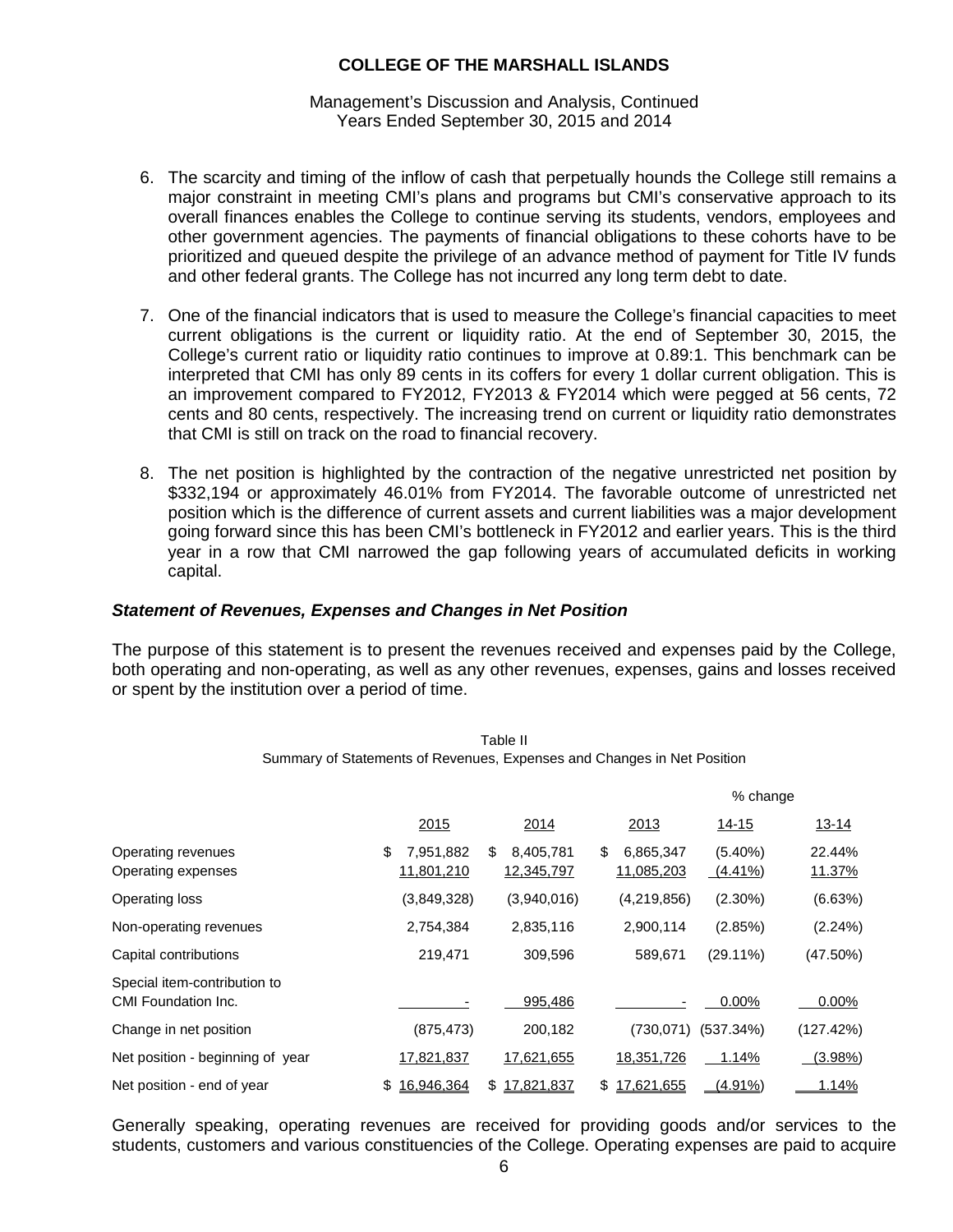6. The scarcity and timing of the inflow of cash that perpetually hounds the College still remains a major constraint in meeting CMI's plans and programs but CMI's conservative approach to its overall finances enables the College to continue serving its students, vendors, employees and other government agencies. The payments of financial obligations to these cohorts have to be prioritized and queued despite the privilege of an advance method of payment for Title IV funds and other federal grants. The College has not incurred any long term debt to date.

7. One of the financial indicators that is used to measure the College's financial capacities to meet current obligations is the current or liquidity ratio. At the end of September 30, 2015, the College's current ratio or liquidity ratio continues to improve at 0.89:1. This benchmark can be interpreted that CMI has only 89 cents in its coffers for every 1 dollar current obligation. This is an improvement compared to FY2012, FY2013 & FY2014 which were pegged at 56 cents, 72 cents and 80 cents, respectively. The increasing trend on current or liquidity ratio demonstrates that CMI is still on track on the road to financial recovery.

8. The net position is highlighted by the contraction of the negative unrestricted net position by $332,194 or approximately 46.01% from FY2014. The favorable outcome of unrestricted net position which is the difference of current assets and current liabilities was a major development going forward since this has been CMI's bottleneck in FY2012 and earlier years. This is the third year in a row that CMI narrowed the gap following years of accumulated deficits in working capital.

### *Statement of Revenues, Expenses and Changes in Net Position*

The purpose of this statement is to present the revenues received and expenses paid by the College, both operating and non-operating, as well as any other revenues, expenses, gains and losses received or spent by the institution over a period of time.

Table II
Summary of Statements of Revenues, Expenses and Changes in Net Position

| | | | | % change | |
|---|---|---|---|---|---|
| | 2015 | 2014 | 2013 | 14-15 | 13-14 |
| Operating revenues | $ 7,951,882 | $ 8,405,781 | $ 6,865,347 | (5.40%) | 22.44% |
| Operating expenses | 11,801,210 | 12,345,797 | 11,085,203 | (4.41%) | 11.37% |
| Operating loss | (3,849,328) | (3,940,016) | (4,219,856) | (2.30%) | (6.63%) |
| Non-operating revenues | 2,754,384 | 2,835,116 | 2,900,114 | (2.85%) | (2.24%) |
| Capital contributions | 219,471 | 309,596 | 589,671 | (29.11%) | (47.50%) |
| Special item-contribution to CMI Foundation Inc. | - | 995,486 | - | 0.00% | 0.00% |
| Change in net position | (875,473) | 200,182 | (730,071) | (537.34%) | (127.42%) |
| Net position - beginning of year | 17,821,837 | 17,621,655 | 18,351,726 | 1.14% | (3.98%) |
| Net position - end of year | $ 16,946,364 | $ 17,821,837 | $ 17,621,655 | (4.91%) | 1.14% |

Generally speaking, operating revenues are received for providing goods and/or services to the students, customers and various constituencies of the College. Operating expenses are paid to acquire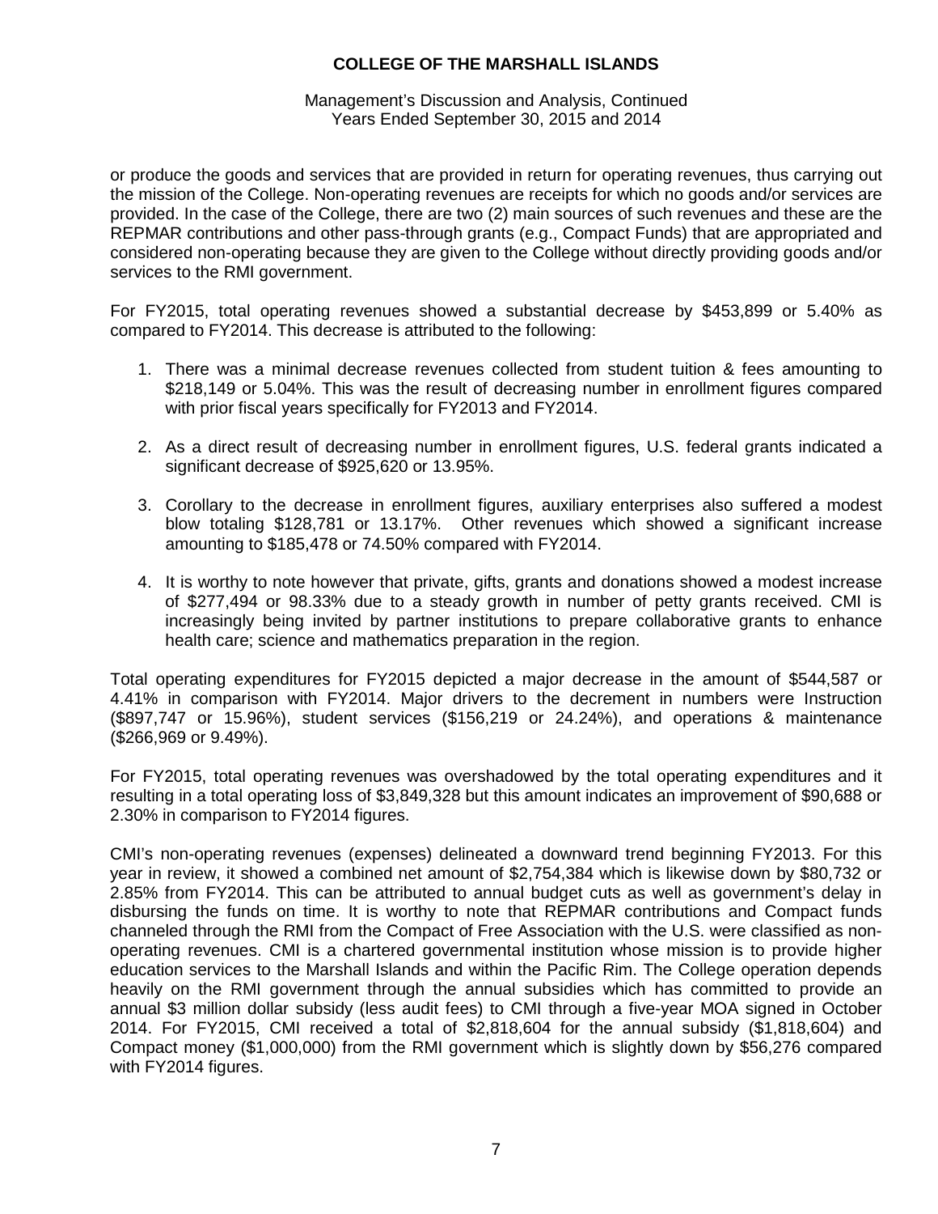or produce the goods and services that are provided in return for operating revenues, thus carrying out the mission of the College. Non-operating revenues are receipts for which no goods and/or services are provided. In the case of the College, there are two (2) main sources of such revenues and these are the REPMAR contributions and other pass-through grants (e.g., Compact Funds) that are appropriated and considered non-operating because they are given to the College without directly providing goods and/or services to the RMI government.

For FY2015, total operating revenues showed a substantial decrease by $453,899 or 5.40% as compared to FY2014. This decrease is attributed to the following:

1. There was a minimal decrease revenues collected from student tuition & fees amounting to $218,149 or 5.04%. This was the result of decreasing number in enrollment figures compared with prior fiscal years specifically for FY2013 and FY2014.

2. As a direct result of decreasing number in enrollment figures, U.S. federal grants indicated a significant decrease of $925,620 or 13.95%.

3. Corollary to the decrease in enrollment figures, auxiliary enterprises also suffered a modest blow totaling $128,781 or 13.17%. Other revenues which showed a significant increase amounting to $185,478 or 74.50% compared with FY2014.

4. It is worthy to note however that private, gifts, grants and donations showed a modest increase of $277,494 or 98.33% due to a steady growth in number of petty grants received. CMI is increasingly being invited by partner institutions to prepare collaborative grants to enhance health care; science and mathematics preparation in the region.

Total operating expenditures for FY2015 depicted a major decrease in the amount of $544,587 or 4.41% in comparison with FY2014. Major drivers to the decrement in numbers were Instruction ($897,747 or 15.96%), student services ($156,219 or 24.24%), and operations & maintenance ($266,969 or 9.49%).

For FY2015, total operating revenues was overshadowed by the total operating expenditures and it resulting in a total operating loss of $3,849,328 but this amount indicates an improvement of $90,688 or 2.30% in comparison to FY2014 figures.

CMI's non-operating revenues (expenses) delineated a downward trend beginning FY2013. For this year in review, it showed a combined net amount of $2,754,384 which is likewise down by $80,732 or 2.85% from FY2014. This can be attributed to annual budget cuts as well as government's delay in disbursing the funds on time. It is worthy to note that REPMAR contributions and Compact funds channeled through the RMI from the Compact of Free Association with the U.S. were classified as non-operating revenues. CMI is a chartered governmental institution whose mission is to provide higher education services to the Marshall Islands and within the Pacific Rim. The College operation depends heavily on the RMI government through the annual subsidies which has committed to provide an annual $3 million dollar subsidy (less audit fees) to CMI through a five-year MOA signed in October 2014. For FY2015, CMI received a total of $2,818,604 for the annual subsidy ($1,818,604) and Compact money ($1,000,000) from the RMI government which is slightly down by $56,276 compared with FY2014 figures.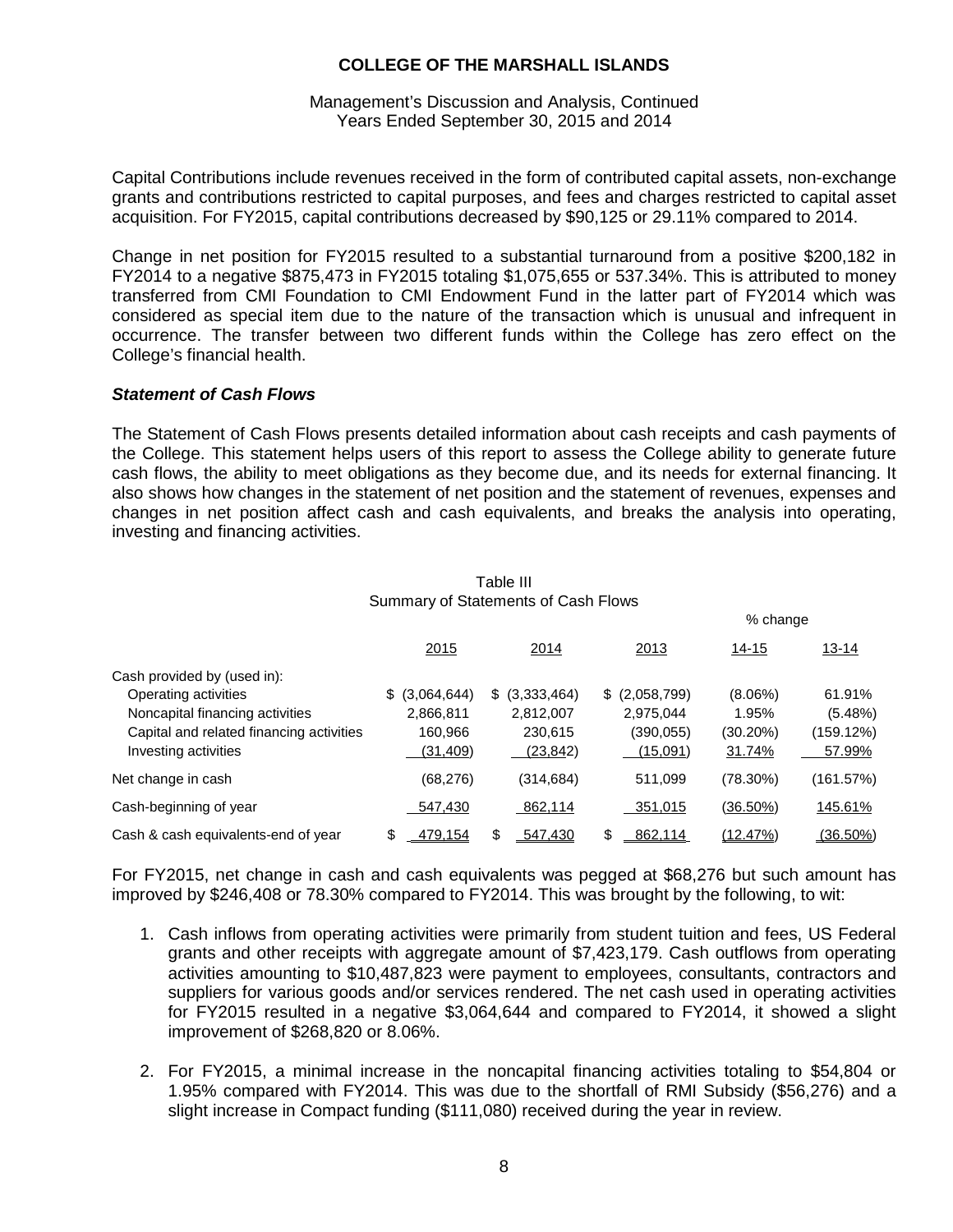Capital Contributions include revenues received in the form of contributed capital assets, non-exchange grants and contributions restricted to capital purposes, and fees and charges restricted to capital asset acquisition. For FY2015, capital contributions decreased by $90,125 or 29.11% compared to 2014.

Change in net position for FY2015 resulted to a substantial turnaround from a positive $200,182 in FY2014 to a negative $875,473 in FY2015 totaling $1,075,655 or 537.34%. This is attributed to money transferred from CMI Foundation to CMI Endowment Fund in the latter part of FY2014 which was considered as special item due to the nature of the transaction which is unusual and infrequent in occurrence. The transfer between two different funds within the College has zero effect on the College's financial health.

***Statement of Cash Flows***

The Statement of Cash Flows presents detailed information about cash receipts and cash payments of the College. This statement helps users of this report to assess the College ability to generate future cash flows, the ability to meet obligations as they become due, and its needs for external financing. It also shows how changes in the statement of net position and the statement of revenues, expenses and changes in net position affect cash and cash equivalents, and breaks the analysis into operating, investing and financing activities.

Table III
Summary of Statements of Cash Flows

| | | | | % change | |
|---|---|---|---|---|---|
| | 2015 | 2014 | 2013 | 14-15 | 13-14 |
| Cash provided by (used in): | | | | | |
| Operating activities | $ (3,064,644) | $ (3,333,464) | $ (2,058,799) | (8.06%) | 61.91% |
| Noncapital financing activities | 2,866,811 | 2,812,007 | 2,975,044 | 1.95% | (5.48%) |
| Capital and related financing activities | 160,966 | 230,615 | (390,055) | (30.20%) | (159.12%) |
| Investing activities | (31,409) | (23,842) | (15,091) | 31.74% | 57.99% |
| Net change in cash | (68,276) | (314,684) | 511,099 | (78.30%) | (161.57%) |
| Cash-beginning of year | 547,430 | 862,114 | 351,015 | (36.50%) | 145.61% |
| Cash & cash equivalents-end of year | $ 479,154 | $ 547,430 | $ 862,114 | (12.47%) | (36.50%) |

For FY2015, net change in cash and cash equivalents was pegged at $68,276 but such amount has improved by $246,408 or 78.30% compared to FY2014. This was brought by the following, to wit:

1. Cash inflows from operating activities were primarily from student tuition and fees, US Federal grants and other receipts with aggregate amount of $7,423,179. Cash outflows from operating activities amounting to $10,487,823 were payment to employees, consultants, contractors and suppliers for various goods and/or services rendered. The net cash used in operating activities for FY2015 resulted in a negative $3,064,644 and compared to FY2014, it showed a slight improvement of $268,820 or 8.06%.

2. For FY2015, a minimal increase in the noncapital financing activities totaling to $54,804 or 1.95% compared with FY2014. This was due to the shortfall of RMI Subsidy ($56,276) and a slight increase in Compact funding ($111,080) received during the year in review.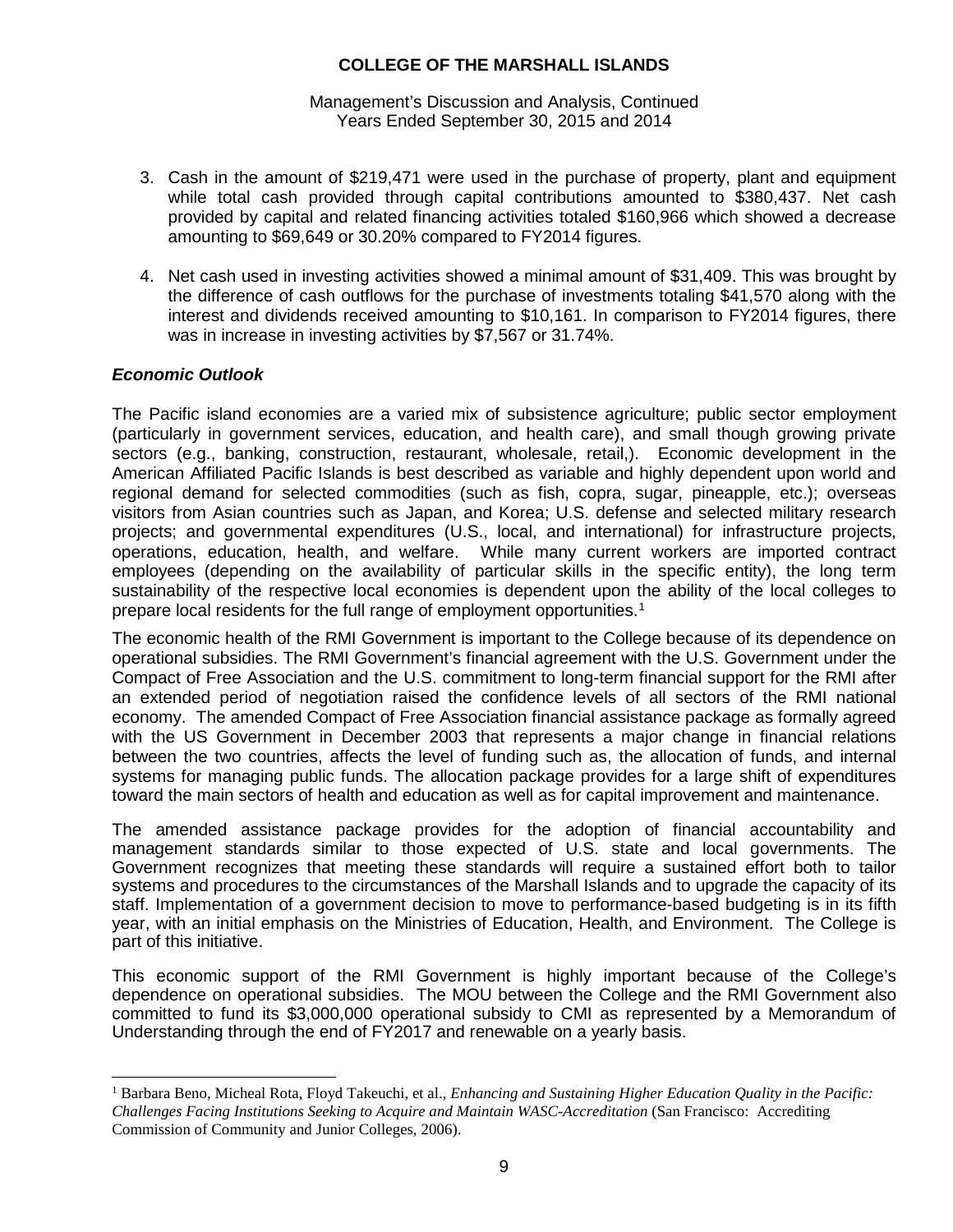3. Cash in the amount of $219,471 were used in the purchase of property, plant and equipment while total cash provided through capital contributions amounted to $380,437. Net cash provided by capital and related financing activities totaled $160,966 which showed a decrease amounting to $69,649 or 30.20% compared to FY2014 figures.

4. Net cash used in investing activities showed a minimal amount of $31,409. This was brought by the difference of cash outflows for the purchase of investments totaling $41,570 along with the interest and dividends received amounting to $10,161. In comparison to FY2014 figures, there was in increase in investing activities by $7,567 or 31.74%.

### *Economic Outlook*

The Pacific island economies are a varied mix of subsistence agriculture; public sector employment (particularly in government services, education, and health care), and small though growing private sectors (e.g., banking, construction, restaurant, wholesale, retail,). Economic development in the American Affiliated Pacific Islands is best described as variable and highly dependent upon world and regional demand for selected commodities (such as fish, copra, sugar, pineapple, etc.); overseas visitors from Asian countries such as Japan, and Korea; U.S. defense and selected military research projects; and governmental expenditures (U.S., local, and international) for infrastructure projects, operations, education, health, and welfare. While many current workers are imported contract employees (depending on the availability of particular skills in the specific entity), the long term sustainability of the respective local economies is dependent upon the ability of the local colleges to prepare local residents for the full range of employment opportunities.[1]

The economic health of the RMI Government is important to the College because of its dependence on operational subsidies. The RMI Government's financial agreement with the U.S. Government under the Compact of Free Association and the U.S. commitment to long-term financial support for the RMI after an extended period of negotiation raised the confidence levels of all sectors of the RMI national economy. The amended Compact of Free Association financial assistance package as formally agreed with the US Government in December 2003 that represents a major change in financial relations between the two countries, affects the level of funding such as, the allocation of funds, and internal systems for managing public funds. The allocation package provides for a large shift of expenditures toward the main sectors of health and education as well as for capital improvement and maintenance.

The amended assistance package provides for the adoption of financial accountability and management standards similar to those expected of U.S. state and local governments. The Government recognizes that meeting these standards will require a sustained effort both to tailor systems and procedures to the circumstances of the Marshall Islands and to upgrade the capacity of its staff. Implementation of a government decision to move to performance-based budgeting is in its fifth year, with an initial emphasis on the Ministries of Education, Health, and Environment. The College is part of this initiative.

This economic support of the RMI Government is highly important because of the College's dependence on operational subsidies. The MOU between the College and the RMI Government also committed to fund its $3,000,000 operational subsidy to CMI as represented by a Memorandum of Understanding through the end of FY2017 and renewable on a yearly basis.

[1] Barbara Beno, Micheal Rota, Floyd Takeuchi, et al., *Enhancing and Sustaining Higher Education Quality in the Pacific: Challenges Facing Institutions Seeking to Acquire and Maintain WASC-Accreditation* (San Francisco: Accrediting Commission of Community and Junior Colleges, 2006).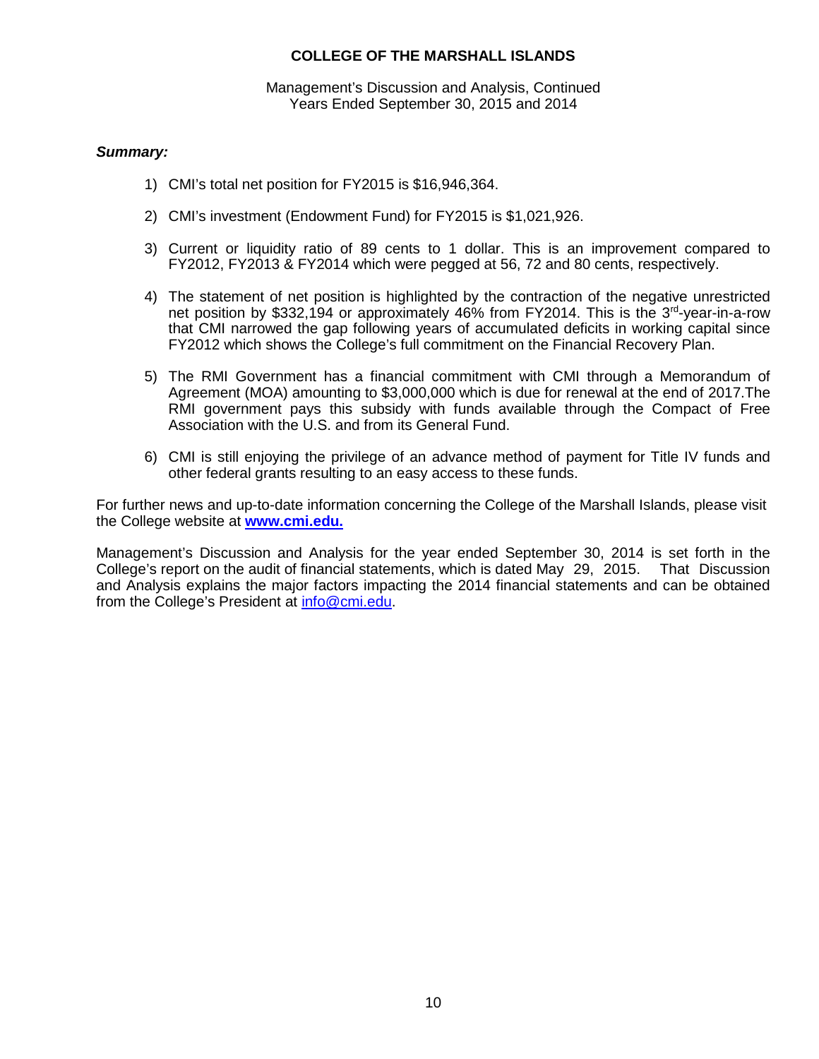***Summary:***

1) CMI's total net position for FY2015 is $16,946,364.

2) CMI's investment (Endowment Fund) for FY2015 is $1,021,926.

3) Current or liquidity ratio of 89 cents to 1 dollar. This is an improvement compared to FY2012, FY2013 & FY2014 which were pegged at 56, 72 and 80 cents, respectively.

4) The statement of net position is highlighted by the contraction of the negative unrestricted net position by $332,194 or approximately 46% from FY2014. This is the 3rd-year-in-a-row that CMI narrowed the gap following years of accumulated deficits in working capital since FY2012 which shows the College's full commitment on the Financial Recovery Plan.

5) The RMI Government has a financial commitment with CMI through a Memorandum of Agreement (MOA) amounting to $3,000,000 which is due for renewal at the end of 2017.The RMI government pays this subsidy with funds available through the Compact of Free Association with the U.S. and from its General Fund.

6) CMI is still enjoying the privilege of an advance method of payment for Title IV funds and other federal grants resulting to an easy access to these funds.

For further news and up-to-date information concerning the College of the Marshall Islands, please visit the College website at **www.cmi.edu.**

Management's Discussion and Analysis for the year ended September 30, 2014 is set forth in the College's report on the audit of financial statements, which is dated May 29, 2015. That Discussion and Analysis explains the major factors impacting the 2014 financial statements and can be obtained from the College's President at info@cmi.edu.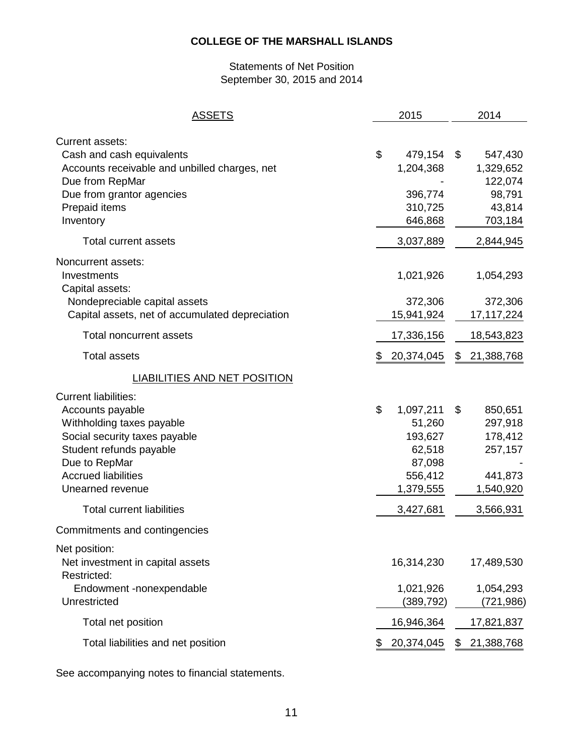**COLLEGE OF THE MARSHALL ISLANDS**

Statements of Net Position
September 30, 2015 and 2014

| ASSETS | 2015 | 2014 |
|---|---|---|
| Current assets: | | |
| Cash and cash equivalents | $ 479,154 | $ 547,430 |
| Accounts receivable and unbilled charges, net | 1,204,368 | 1,329,652 |
| Due from RepMar | - | 122,074 |
| Due from grantor agencies | 396,774 | 98,791 |
| Prepaid items | 310,725 | 43,814 |
| Inventory | 646,868 | 703,184 |
| Total current assets | 3,037,889 | 2,844,945 |
| Noncurrent assets: | | |
| Investments | 1,021,926 | 1,054,293 |
| Capital assets: | | |
| Nondepreciable capital assets | 372,306 | 372,306 |
| Capital assets, net of accumulated depreciation | 15,941,924 | 17,117,224 |
| Total noncurrent assets | 17,336,156 | 18,543,823 |
| Total assets | $ 20,374,045 | $ 21,388,768 |
| LIABILITIES AND NET POSITION | | |
| Current liabilities: | | |
| Accounts payable | $ 1,097,211 | $ 850,651 |
| Withholding taxes payable | 51,260 | 297,918 |
| Social security taxes payable | 193,627 | 178,412 |
| Student refunds payable | 62,518 | 257,157 |
| Due to RepMar | 87,098 | - |
| Accrued liabilities | 556,412 | 441,873 |
| Unearned revenue | 1,379,555 | 1,540,920 |
| Total current liabilities | 3,427,681 | 3,566,931 |
| Commitments and contingencies | | |
| Net position: | | |
| Net investment in capital assets | 16,314,230 | 17,489,530 |
| Restricted: | | |
| Endowment -nonexpendable | 1,021,926 | 1,054,293 |
| Unrestricted | (389,792) | (721,986) |
| Total net position | 16,946,364 | 17,821,837 |
| Total liabilities and net position | $ 20,374,045 | $ 21,388,768 |

See accompanying notes to financial statements.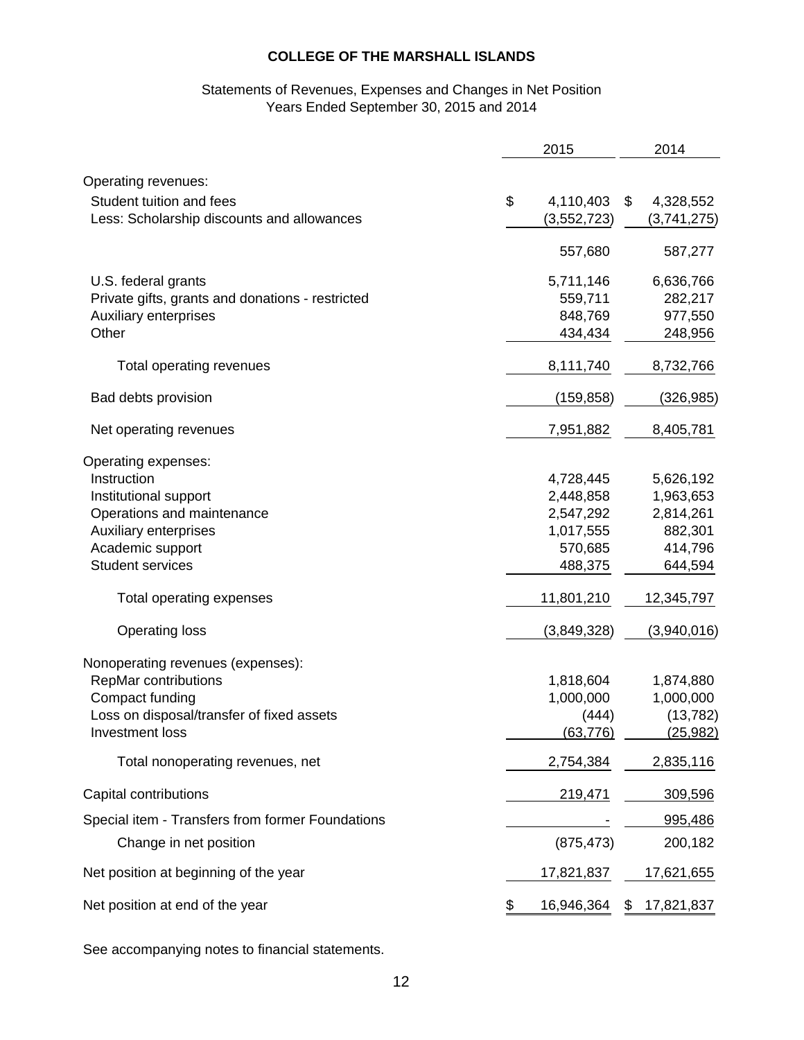**COLLEGE OF THE MARSHALL ISLANDS**

Statements of Revenues, Expenses and Changes in Net Position
Years Ended September 30, 2015 and 2014

| | 2015 | 2014 |
|---|---|---|
| Operating revenues: | | |
| Student tuition and fees | $ 4,110,403 | $ 4,328,552 |
| Less: Scholarship discounts and allowances | (3,552,723) | (3,741,275) |
| | 557,680 | 587,277 |
| U.S. federal grants | 5,711,146 | 6,636,766 |
| Private gifts, grants and donations - restricted | 559,711 | 282,217 |
| Auxiliary enterprises | 848,769 | 977,550 |
| Other | 434,434 | 248,956 |
| Total operating revenues | 8,111,740 | 8,732,766 |
| Bad debts provision | (159,858) | (326,985) |
| Net operating revenues | 7,951,882 | 8,405,781 |
| Operating expenses: | | |
| Instruction | 4,728,445 | 5,626,192 |
| Institutional support | 2,448,858 | 1,963,653 |
| Operations and maintenance | 2,547,292 | 2,814,261 |
| Auxiliary enterprises | 1,017,555 | 882,301 |
| Academic support | 570,685 | 414,796 |
| Student services | 488,375 | 644,594 |
| Total operating expenses | 11,801,210 | 12,345,797 |
| Operating loss | (3,849,328) | (3,940,016) |
| Nonoperating revenues (expenses): | | |
| RepMar contributions | 1,818,604 | 1,874,880 |
| Compact funding | 1,000,000 | 1,000,000 |
| Loss on disposal/transfer of fixed assets | (444) | (13,782) |
| Investment loss | (63,776) | (25,982) |
| Total nonoperating revenues, net | 2,754,384 | 2,835,116 |
| Capital contributions | 219,471 | 309,596 |
| Special item - Transfers from former Foundations | - | 995,486 |
| Change in net position | (875,473) | 200,182 |
| Net position at beginning of the year | 17,821,837 | 17,621,655 |
| Net position at end of the year | $ 16,946,364 | $ 17,821,837 |

See accompanying notes to financial statements.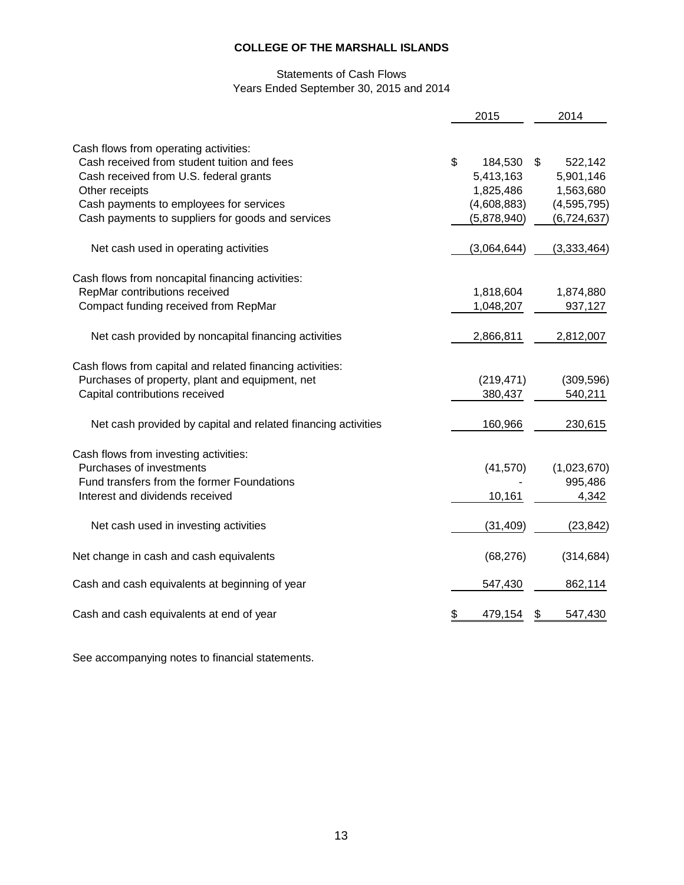# COLLEGE OF THE MARSHALL ISLANDS

Statements of Cash Flows
Years Ended September 30, 2015 and 2014

| | 2015 | 2014 |
|---|---|---|
| Cash flows from operating activities: | | |
| Cash received from student tuition and fees | $ 184,530 | $ 522,142 |
| Cash received from U.S. federal grants | 5,413,163 | 5,901,146 |
| Other receipts | 1,825,486 | 1,563,680 |
| Cash payments to employees for services | (4,608,883) | (4,595,795) |
| Cash payments to suppliers for goods and services | (5,878,940) | (6,724,637) |
| Net cash used in operating activities | (3,064,644) | (3,333,464) |
| Cash flows from noncapital financing activities: | | |
| RepMar contributions received | 1,818,604 | 1,874,880 |
| Compact funding received from RepMar | 1,048,207 | 937,127 |
| Net cash provided by noncapital financing activities | 2,866,811 | 2,812,007 |
| Cash flows from capital and related financing activities: | | |
| Purchases of property, plant and equipment, net | (219,471) | (309,596) |
| Capital contributions received | 380,437 | 540,211 |
| Net cash provided by capital and related financing activities | 160,966 | 230,615 |
| Cash flows from investing activities: | | |
| Purchases of investments | (41,570) | (1,023,670) |
| Fund transfers from the former Foundations | - | 995,486 |
| Interest and dividends received | 10,161 | 4,342 |
| Net cash used in investing activities | (31,409) | (23,842) |
| Net change in cash and cash equivalents | (68,276) | (314,684) |
| Cash and cash equivalents at beginning of year | 547,430 | 862,114 |
| Cash and cash equivalents at end of year | $ 479,154 | $ 547,430 |

See accompanying notes to financial statements.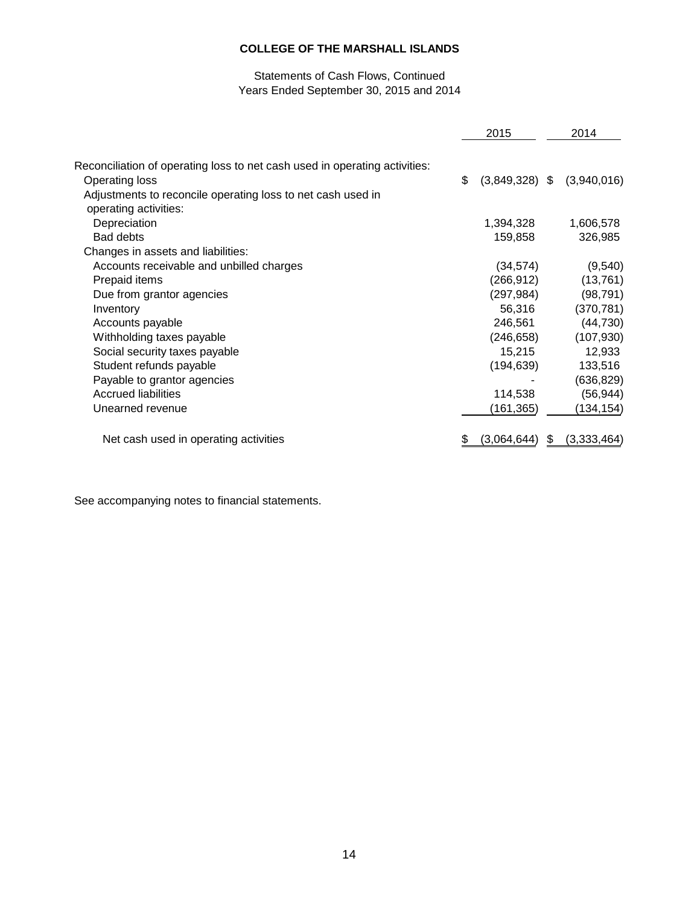**COLLEGE OF THE MARSHALL ISLANDS**

Statements of Cash Flows, Continued
Years Ended September 30, 2015 and 2014

| | 2015 | 2014 |
|---|---|---|
| Reconciliation of operating loss to net cash used in operating activities: | | |
| Operating loss | $ (3,849,328) | $ (3,940,016) |
| Adjustments to reconcile operating loss to net cash used in operating activities: | | |
| Depreciation | 1,394,328 | 1,606,578 |
| Bad debts | 159,858 | 326,985 |
| Changes in assets and liabilities: | | |
| Accounts receivable and unbilled charges | (34,574) | (9,540) |
| Prepaid items | (266,912) | (13,761) |
| Due from grantor agencies | (297,984) | (98,791) |
| Inventory | 56,316 | (370,781) |
| Accounts payable | 246,561 | (44,730) |
| Withholding taxes payable | (246,658) | (107,930) |
| Social security taxes payable | 15,215 | 12,933 |
| Student refunds payable | (194,639) | 133,516 |
| Payable to grantor agencies | - | (636,829) |
| Accrued liabilities | 114,538 | (56,944) |
| Unearned revenue | (161,365) | (134,154) |
| Net cash used in operating activities | $ (3,064,644) | $ (3,333,464) |

See accompanying notes to financial statements.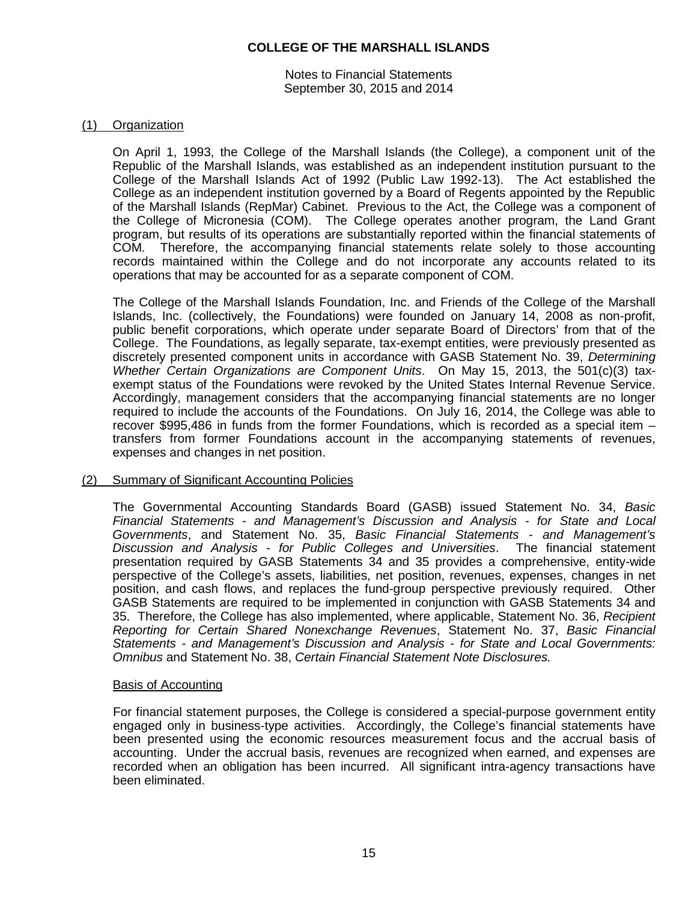# COLLEGE OF THE MARSHALL ISLANDS

Notes to Financial Statements
September 30, 2015 and 2014

## (1) Organization

On April 1, 1993, the College of the Marshall Islands (the College), a component unit of the Republic of the Marshall Islands, was established as an independent institution pursuant to the College of the Marshall Islands Act of 1992 (Public Law 1992-13). The Act established the College as an independent institution governed by a Board of Regents appointed by the Republic of the Marshall Islands (RepMar) Cabinet. Previous to the Act, the College was a component of the College of Micronesia (COM). The College operates another program, the Land Grant program, but results of its operations are substantially reported within the financial statements of COM. Therefore, the accompanying financial statements relate solely to those accounting records maintained within the College and do not incorporate any accounts related to its operations that may be accounted for as a separate component of COM.

The College of the Marshall Islands Foundation, Inc. and Friends of the College of the Marshall Islands, Inc. (collectively, the Foundations) were founded on January 14, 2008 as non-profit, public benefit corporations, which operate under separate Board of Directors' from that of the College. The Foundations, as legally separate, tax-exempt entities, were previously presented as discretely presented component units in accordance with GASB Statement No. 39, *Determining Whether Certain Organizations are Component Units*. On May 15, 2013, the 501(c)(3) tax-exempt status of the Foundations were revoked by the United States Internal Revenue Service. Accordingly, management considers that the accompanying financial statements are no longer required to include the accounts of the Foundations. On July 16, 2014, the College was able to recover $995,486 in funds from the former Foundations, which is recorded as a special item – transfers from former Foundations account in the accompanying statements of revenues, expenses and changes in net position.

## (2) Summary of Significant Accounting Policies

The Governmental Accounting Standards Board (GASB) issued Statement No. 34, *Basic Financial Statements - and Management's Discussion and Analysis - for State and Local Governments*, and Statement No. 35, *Basic Financial Statements - and Management's Discussion and Analysis - for Public Colleges and Universities*. The financial statement presentation required by GASB Statements 34 and 35 provides a comprehensive, entity-wide perspective of the College's assets, liabilities, net position, revenues, expenses, changes in net position, and cash flows, and replaces the fund-group perspective previously required. Other GASB Statements are required to be implemented in conjunction with GASB Statements 34 and 35. Therefore, the College has also implemented, where applicable, Statement No. 36, *Recipient Reporting for Certain Shared Nonexchange Revenues*, Statement No. 37, *Basic Financial Statements - and Management's Discussion and Analysis - for State and Local Governments: Omnibus* and Statement No. 38, *Certain Financial Statement Note Disclosures.*

### Basis of Accounting

For financial statement purposes, the College is considered a special-purpose government entity engaged only in business-type activities. Accordingly, the College's financial statements have been presented using the economic resources measurement focus and the accrual basis of accounting. Under the accrual basis, revenues are recognized when earned, and expenses are recorded when an obligation has been incurred. All significant intra-agency transactions have been eliminated.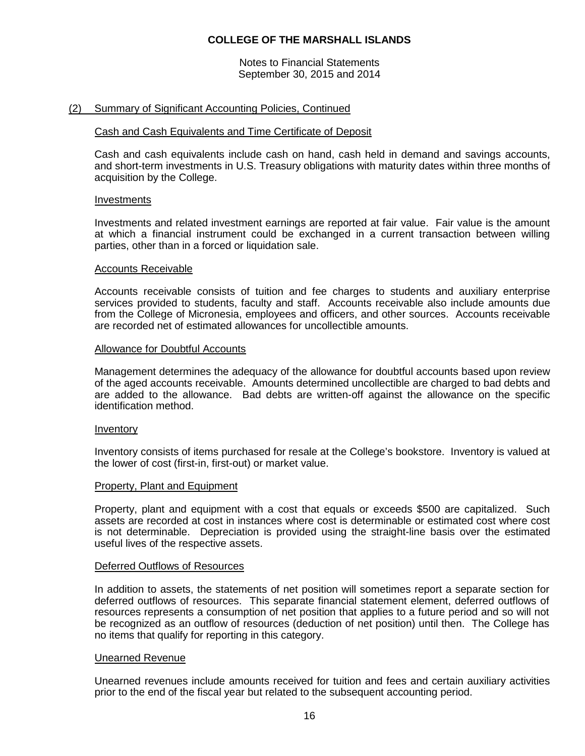# COLLEGE OF THE MARSHALL ISLANDS

Notes to Financial Statements
September 30, 2015 and 2014

## (2) Summary of Significant Accounting Policies, Continued

### Cash and Cash Equivalents and Time Certificate of Deposit

Cash and cash equivalents include cash on hand, cash held in demand and savings accounts, and short-term investments in U.S. Treasury obligations with maturity dates within three months of acquisition by the College.

### Investments

Investments and related investment earnings are reported at fair value. Fair value is the amount at which a financial instrument could be exchanged in a current transaction between willing parties, other than in a forced or liquidation sale.

### Accounts Receivable

Accounts receivable consists of tuition and fee charges to students and auxiliary enterprise services provided to students, faculty and staff. Accounts receivable also include amounts due from the College of Micronesia, employees and officers, and other sources. Accounts receivable are recorded net of estimated allowances for uncollectible amounts.

### Allowance for Doubtful Accounts

Management determines the adequacy of the allowance for doubtful accounts based upon review of the aged accounts receivable. Amounts determined uncollectible are charged to bad debts and are added to the allowance. Bad debts are written-off against the allowance on the specific identification method.

### Inventory

Inventory consists of items purchased for resale at the College's bookstore. Inventory is valued at the lower of cost (first-in, first-out) or market value.

### Property, Plant and Equipment

Property, plant and equipment with a cost that equals or exceeds $500 are capitalized. Such assets are recorded at cost in instances where cost is determinable or estimated cost where cost is not determinable. Depreciation is provided using the straight-line basis over the estimated useful lives of the respective assets.

### Deferred Outflows of Resources

In addition to assets, the statements of net position will sometimes report a separate section for deferred outflows of resources. This separate financial statement element, deferred outflows of resources represents a consumption of net position that applies to a future period and so will not be recognized as an outflow of resources (deduction of net position) until then. The College has no items that qualify for reporting in this category.

### Unearned Revenue

Unearned revenues include amounts received for tuition and fees and certain auxiliary activities prior to the end of the fiscal year but related to the subsequent accounting period.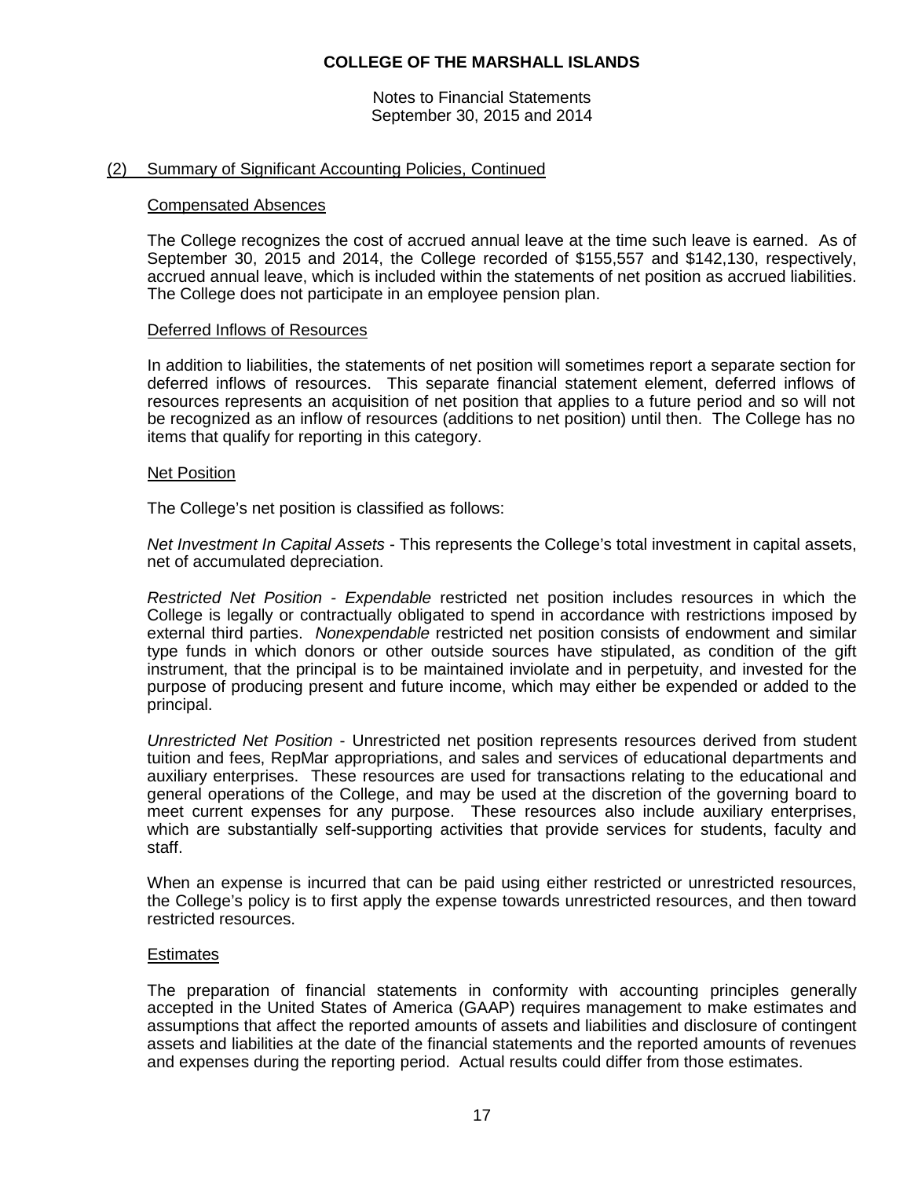## (2) Summary of Significant Accounting Policies, Continued

### Compensated Absences

The College recognizes the cost of accrued annual leave at the time such leave is earned. As of September 30, 2015 and 2014, the College recorded of $155,557 and $142,130, respectively, accrued annual leave, which is included within the statements of net position as accrued liabilities. The College does not participate in an employee pension plan.

### Deferred Inflows of Resources

In addition to liabilities, the statements of net position will sometimes report a separate section for deferred inflows of resources. This separate financial statement element, deferred inflows of resources represents an acquisition of net position that applies to a future period and so will not be recognized as an inflow of resources (additions to net position) until then. The College has no items that qualify for reporting in this category.

### Net Position

The College's net position is classified as follows:

*Net Investment In Capital Assets* - This represents the College's total investment in capital assets, net of accumulated depreciation.

*Restricted Net Position* - *Expendable* restricted net position includes resources in which the College is legally or contractually obligated to spend in accordance with restrictions imposed by external third parties. *Nonexpendable* restricted net position consists of endowment and similar type funds in which donors or other outside sources have stipulated, as condition of the gift instrument, that the principal is to be maintained inviolate and in perpetuity, and invested for the purpose of producing present and future income, which may either be expended or added to the principal.

*Unrestricted Net Position* - Unrestricted net position represents resources derived from student tuition and fees, RepMar appropriations, and sales and services of educational departments and auxiliary enterprises. These resources are used for transactions relating to the educational and general operations of the College, and may be used at the discretion of the governing board to meet current expenses for any purpose. These resources also include auxiliary enterprises, which are substantially self-supporting activities that provide services for students, faculty and staff.

When an expense is incurred that can be paid using either restricted or unrestricted resources, the College's policy is to first apply the expense towards unrestricted resources, and then toward restricted resources.

### Estimates

The preparation of financial statements in conformity with accounting principles generally accepted in the United States of America (GAAP) requires management to make estimates and assumptions that affect the reported amounts of assets and liabilities and disclosure of contingent assets and liabilities at the date of the financial statements and the reported amounts of revenues and expenses during the reporting period. Actual results could differ from those estimates.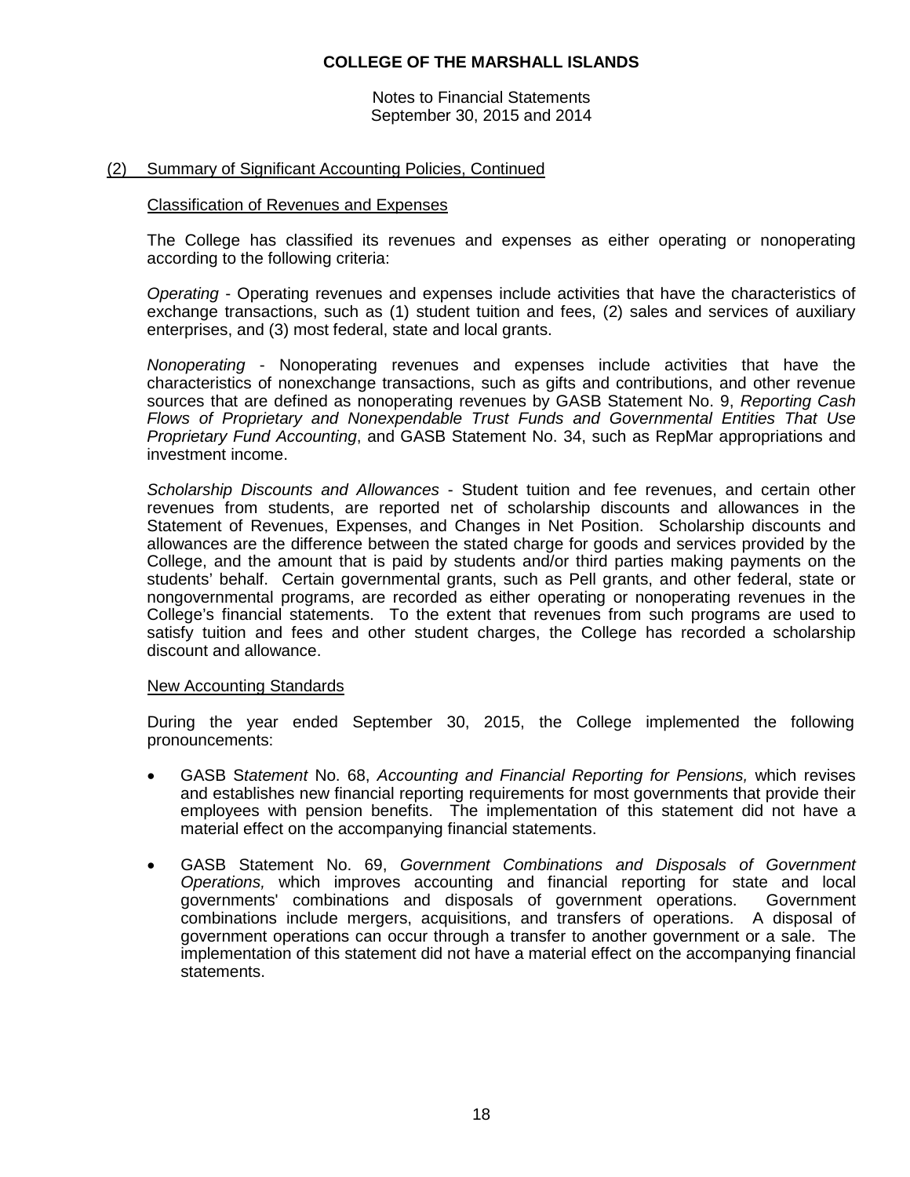## (2) Summary of Significant Accounting Policies, Continued

### Classification of Revenues and Expenses

The College has classified its revenues and expenses as either operating or nonoperating according to the following criteria:

*Operating* - Operating revenues and expenses include activities that have the characteristics of exchange transactions, such as (1) student tuition and fees, (2) sales and services of auxiliary enterprises, and (3) most federal, state and local grants.

*Nonoperating* - Nonoperating revenues and expenses include activities that have the characteristics of nonexchange transactions, such as gifts and contributions, and other revenue sources that are defined as nonoperating revenues by GASB Statement No. 9, *Reporting Cash Flows of Proprietary and Nonexpendable Trust Funds and Governmental Entities That Use Proprietary Fund Accounting*, and GASB Statement No. 34, such as RepMar appropriations and investment income.

*Scholarship Discounts and Allowances* - Student tuition and fee revenues, and certain other revenues from students, are reported net of scholarship discounts and allowances in the Statement of Revenues, Expenses, and Changes in Net Position. Scholarship discounts and allowances are the difference between the stated charge for goods and services provided by the College, and the amount that is paid by students and/or third parties making payments on the students' behalf. Certain governmental grants, such as Pell grants, and other federal, state or nongovernmental programs, are recorded as either operating or nonoperating revenues in the College's financial statements. To the extent that revenues from such programs are used to satisfy tuition and fees and other student charges, the College has recorded a scholarship discount and allowance.

### New Accounting Standards

During the year ended September 30, 2015, the College implemented the following pronouncements:

- GASB S*tatement* No. 68, *Accounting and Financial Reporting for Pensions,* which revises and establishes new financial reporting requirements for most governments that provide their employees with pension benefits. The implementation of this statement did not have a material effect on the accompanying financial statements.

- GASB Statement No. 69, *Government Combinations and Disposals of Government Operations,* which improves accounting and financial reporting for state and local governments' combinations and disposals of government operations. Government combinations include mergers, acquisitions, and transfers of operations. A disposal of government operations can occur through a transfer to another government or a sale. The implementation of this statement did not have a material effect on the accompanying financial statements.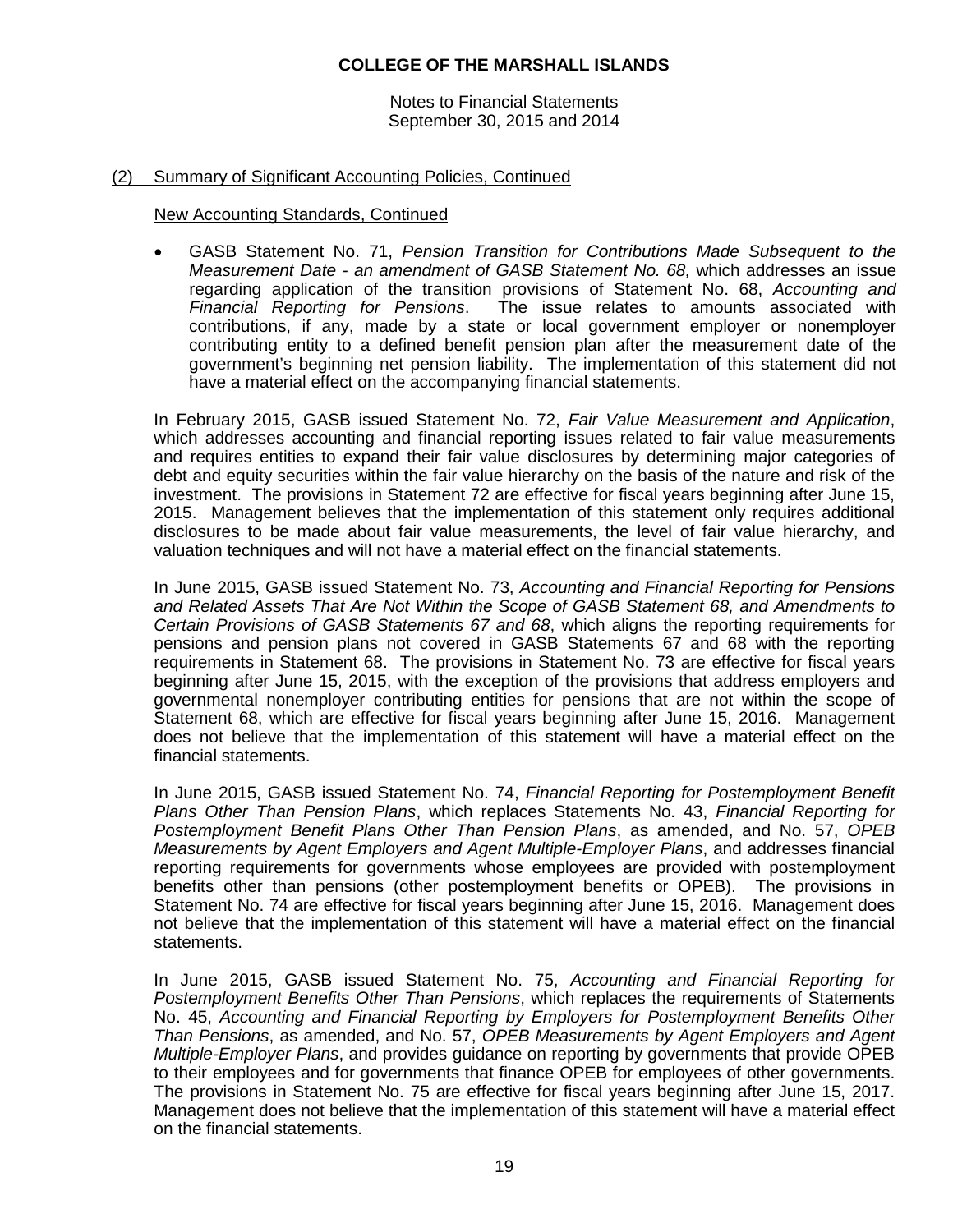## (2) Summary of Significant Accounting Policies, Continued

### New Accounting Standards, Continued

- GASB Statement No. 71, *Pension Transition for Contributions Made Subsequent to the Measurement Date - an amendment of GASB Statement No. 68,* which addresses an issue regarding application of the transition provisions of Statement No. 68, *Accounting and Financial Reporting for Pensions*. The issue relates to amounts associated with contributions, if any, made by a state or local government employer or nonemployer contributing entity to a defined benefit pension plan after the measurement date of the government's beginning net pension liability. The implementation of this statement did not have a material effect on the accompanying financial statements.

In February 2015, GASB issued Statement No. 72, *Fair Value Measurement and Application*, which addresses accounting and financial reporting issues related to fair value measurements and requires entities to expand their fair value disclosures by determining major categories of debt and equity securities within the fair value hierarchy on the basis of the nature and risk of the investment. The provisions in Statement 72 are effective for fiscal years beginning after June 15, 2015. Management believes that the implementation of this statement only requires additional disclosures to be made about fair value measurements, the level of fair value hierarchy, and valuation techniques and will not have a material effect on the financial statements.

In June 2015, GASB issued Statement No. 73, *Accounting and Financial Reporting for Pensions and Related Assets That Are Not Within the Scope of GASB Statement 68, and Amendments to Certain Provisions of GASB Statements 67 and 68*, which aligns the reporting requirements for pensions and pension plans not covered in GASB Statements 67 and 68 with the reporting requirements in Statement 68. The provisions in Statement No. 73 are effective for fiscal years beginning after June 15, 2015, with the exception of the provisions that address employers and governmental nonemployer contributing entities for pensions that are not within the scope of Statement 68, which are effective for fiscal years beginning after June 15, 2016. Management does not believe that the implementation of this statement will have a material effect on the financial statements.

In June 2015, GASB issued Statement No. 74, *Financial Reporting for Postemployment Benefit Plans Other Than Pension Plans*, which replaces Statements No. 43, *Financial Reporting for Postemployment Benefit Plans Other Than Pension Plans*, as amended, and No. 57, *OPEB Measurements by Agent Employers and Agent Multiple-Employer Plans*, and addresses financial reporting requirements for governments whose employees are provided with postemployment benefits other than pensions (other postemployment benefits or OPEB). The provisions in Statement No. 74 are effective for fiscal years beginning after June 15, 2016. Management does not believe that the implementation of this statement will have a material effect on the financial statements.

In June 2015, GASB issued Statement No. 75, *Accounting and Financial Reporting for Postemployment Benefits Other Than Pensions*, which replaces the requirements of Statements No. 45, *Accounting and Financial Reporting by Employers for Postemployment Benefits Other Than Pensions*, as amended, and No. 57, *OPEB Measurements by Agent Employers and Agent Multiple-Employer Plans*, and provides guidance on reporting by governments that provide OPEB to their employees and for governments that finance OPEB for employees of other governments. The provisions in Statement No. 75 are effective for fiscal years beginning after June 15, 2017. Management does not believe that the implementation of this statement will have a material effect on the financial statements.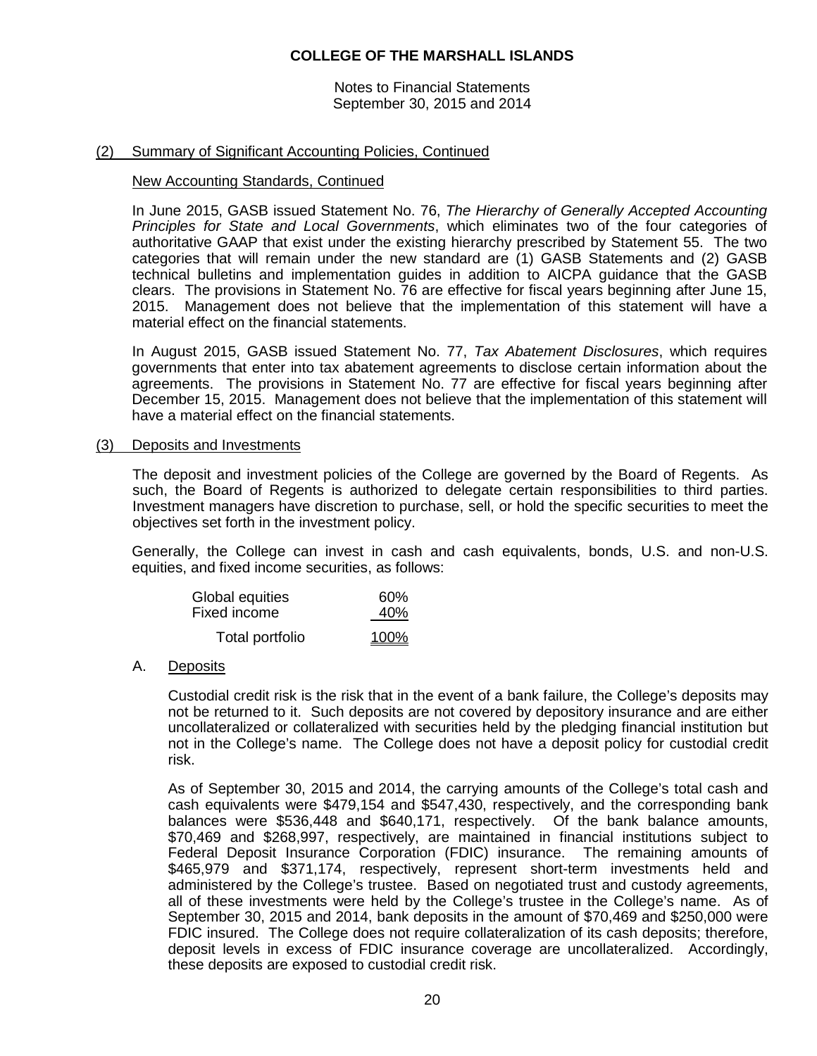**COLLEGE OF THE MARSHALL ISLANDS**

Notes to Financial Statements
September 30, 2015 and 2014

(2) Summary of Significant Accounting Policies, Continued

New Accounting Standards, Continued

In June 2015, GASB issued Statement No. 76, *The Hierarchy of Generally Accepted Accounting Principles for State and Local Governments*, which eliminates two of the four categories of authoritative GAAP that exist under the existing hierarchy prescribed by Statement 55. The two categories that will remain under the new standard are (1) GASB Statements and (2) GASB technical bulletins and implementation guides in addition to AICPA guidance that the GASB clears. The provisions in Statement No. 76 are effective for fiscal years beginning after June 15, 2015. Management does not believe that the implementation of this statement will have a material effect on the financial statements.

In August 2015, GASB issued Statement No. 77, *Tax Abatement Disclosures*, which requires governments that enter into tax abatement agreements to disclose certain information about the agreements. The provisions in Statement No. 77 are effective for fiscal years beginning after December 15, 2015. Management does not believe that the implementation of this statement will have a material effect on the financial statements.

(3) Deposits and Investments

The deposit and investment policies of the College are governed by the Board of Regents. As such, the Board of Regents is authorized to delegate certain responsibilities to third parties. Investment managers have discretion to purchase, sell, or hold the specific securities to meet the objectives set forth in the investment policy.

Generally, the College can invest in cash and cash equivalents, bonds, U.S. and non-U.S. equities, and fixed income securities, as follows:

| | |
|---|---|
| Global equities | 60% |
| Fixed income | 40% |
| Total portfolio | 100% |

A. Deposits

Custodial credit risk is the risk that in the event of a bank failure, the College's deposits may not be returned to it. Such deposits are not covered by depository insurance and are either uncollateralized or collateralized with securities held by the pledging financial institution but not in the College's name. The College does not have a deposit policy for custodial credit risk.

As of September 30, 2015 and 2014, the carrying amounts of the College's total cash and cash equivalents were $479,154 and $547,430, respectively, and the corresponding bank balances were $536,448 and $640,171, respectively. Of the bank balance amounts, $70,469 and $268,997, respectively, are maintained in financial institutions subject to Federal Deposit Insurance Corporation (FDIC) insurance. The remaining amounts of $465,979 and $371,174, respectively, represent short-term investments held and administered by the College's trustee. Based on negotiated trust and custody agreements, all of these investments were held by the College's trustee in the College's name. As of September 30, 2015 and 2014, bank deposits in the amount of $70,469 and $250,000 were FDIC insured. The College does not require collateralization of its cash deposits; therefore, deposit levels in excess of FDIC insurance coverage are uncollateralized. Accordingly, these deposits are exposed to custodial credit risk.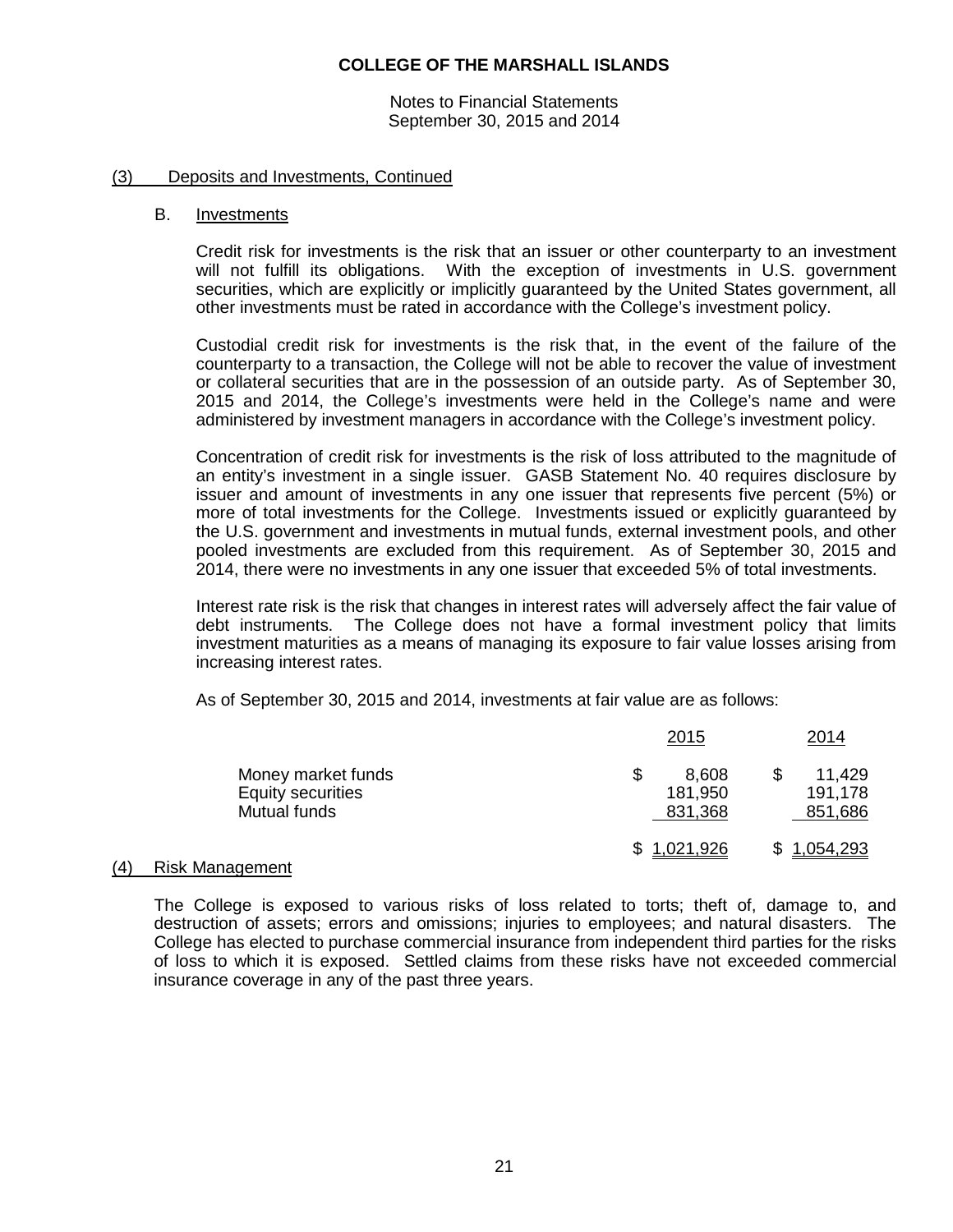**COLLEGE OF THE MARSHALL ISLANDS**

Notes to Financial Statements
September 30, 2015 and 2014

## (3) Deposits and Investments, Continued

### B. Investments

Credit risk for investments is the risk that an issuer or other counterparty to an investment will not fulfill its obligations. With the exception of investments in U.S. government securities, which are explicitly or implicitly guaranteed by the United States government, all other investments must be rated in accordance with the College's investment policy.

Custodial credit risk for investments is the risk that, in the event of the failure of the counterparty to a transaction, the College will not be able to recover the value of investment or collateral securities that are in the possession of an outside party. As of September 30, 2015 and 2014, the College's investments were held in the College's name and were administered by investment managers in accordance with the College's investment policy.

Concentration of credit risk for investments is the risk of loss attributed to the magnitude of an entity's investment in a single issuer. GASB Statement No. 40 requires disclosure by issuer and amount of investments in any one issuer that represents five percent (5%) or more of total investments for the College. Investments issued or explicitly guaranteed by the U.S. government and investments in mutual funds, external investment pools, and other pooled investments are excluded from this requirement. As of September 30, 2015 and 2014, there were no investments in any one issuer that exceeded 5% of total investments.

Interest rate risk is the risk that changes in interest rates will adversely affect the fair value of debt instruments. The College does not have a formal investment policy that limits investment maturities as a means of managing its exposure to fair value losses arising from increasing interest rates.

As of September 30, 2015 and 2014, investments at fair value are as follows:

| | 2015 | 2014 |
|---|---|---|
| Money market funds | $ 8,608 | $ 11,429 |
| Equity securities | 181,950 | 191,178 |
| Mutual funds | 831,368 | 851,686 |
| | $ 1,021,926 | $ 1,054,293 |

## (4) Risk Management

The College is exposed to various risks of loss related to torts; theft of, damage to, and destruction of assets; errors and omissions; injuries to employees; and natural disasters. The College has elected to purchase commercial insurance from independent third parties for the risks of loss to which it is exposed. Settled claims from these risks have not exceeded commercial insurance coverage in any of the past three years.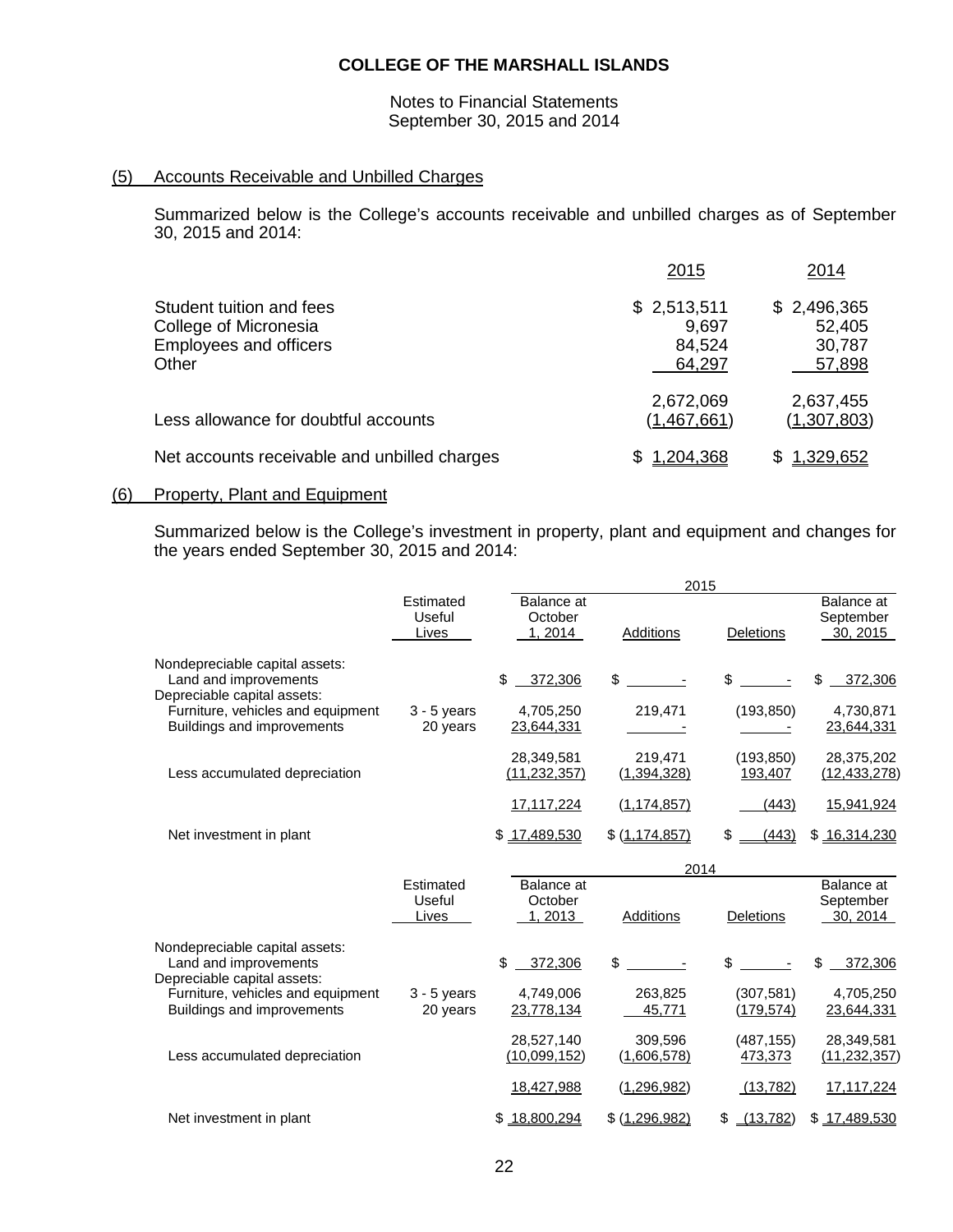# COLLEGE OF THE MARSHALL ISLANDS

Notes to Financial Statements
September 30, 2015 and 2014

## (5) Accounts Receivable and Unbilled Charges

Summarized below is the College's accounts receivable and unbilled charges as of September 30, 2015 and 2014:

| | 2015 | 2014 |
|---|---|---|
| Student tuition and fees | $ 2,513,511 | $ 2,496,365 |
| College of Micronesia | 9,697 | 52,405 |
| Employees and officers | 84,524 | 30,787 |
| Other | 64,297 | 57,898 |
| | 2,672,069 | 2,637,455 |
| Less allowance for doubtful accounts | (1,467,661) | (1,307,803) |
| Net accounts receivable and unbilled charges | $ 1,204,368 | $ 1,329,652 |

## (6) Property, Plant and Equipment

Summarized below is the College's investment in property, plant and equipment and changes for the years ended September 30, 2015 and 2014:

| | | 2015 | | | |
|---|---|---|---|---|---|
| | Estimated Useful Lives | Balance at October 1, 2014 | Additions | Deletions | Balance at September 30, 2015 |
| Nondepreciable capital assets: | | | | | |
| Land and improvements | | $ 372,306 | $ - | $ - | $ 372,306 |
| Depreciable capital assets: | | | | | |
| Furniture, vehicles and equipment | 3 - 5 years | 4,705,250 | 219,471 | (193,850) | 4,730,871 |
| Buildings and improvements | 20 years | 23,644,331 | - | - | 23,644,331 |
| | | 28,349,581 | 219,471 | (193,850) | 28,375,202 |
| Less accumulated depreciation | | (11,232,357) | (1,394,328) | 193,407 | (12,433,278) |
| | | 17,117,224 | (1,174,857) | (443) | 15,941,924 |
| Net investment in plant | | $ 17,489,530 | $ (1,174,857) | $ (443) | $ 16,314,230 |

| | | 2014 | | | |
|---|---|---|---|---|---|
| | Estimated Useful Lives | Balance at October 1, 2013 | Additions | Deletions | Balance at September 30, 2014 |
| Nondepreciable capital assets: | | | | | |
| Land and improvements | | $ 372,306 | $ - | $ - | $ 372,306 |
| Depreciable capital assets: | | | | | |
| Furniture, vehicles and equipment | 3 - 5 years | 4,749,006 | 263,825 | (307,581) | 4,705,250 |
| Buildings and improvements | 20 years | 23,778,134 | 45,771 | (179,574) | 23,644,331 |
| | | 28,527,140 | 309,596 | (487,155) | 28,349,581 |
| Less accumulated depreciation | | (10,099,152) | (1,606,578) | 473,373 | (11,232,357) |
| | | 18,427,988 | (1,296,982) | (13,782) | 17,117,224 |
| Net investment in plant | | $ 18,800,294 | $ (1,296,982) | $ (13,782) | $ 17,489,530 |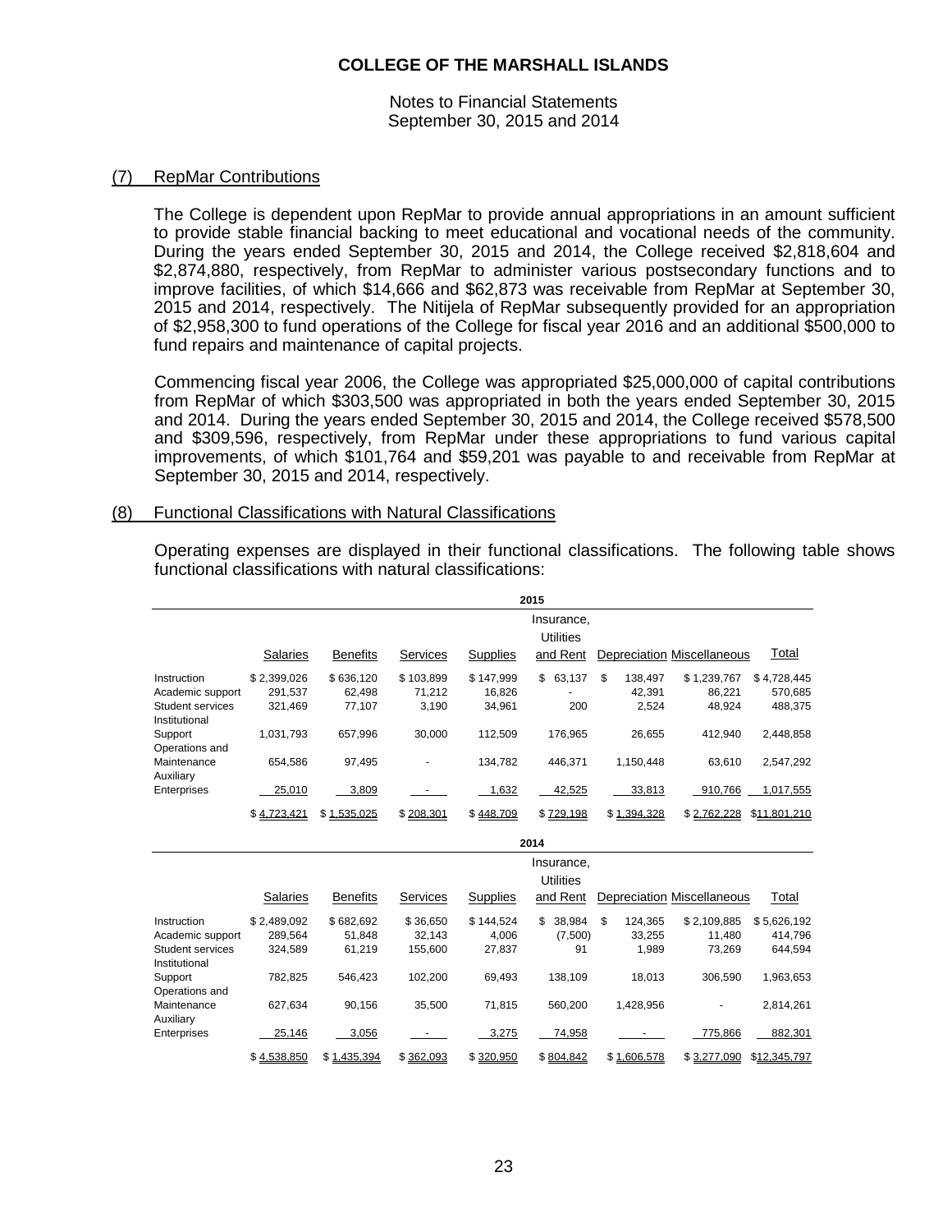# COLLEGE OF THE MARSHALL ISLANDS

Notes to Financial Statements
September 30, 2015 and 2014

## (7) RepMar Contributions

The College is dependent upon RepMar to provide annual appropriations in an amount sufficient to provide stable financial backing to meet educational and vocational needs of the community. During the years ended September 30, 2015 and 2014, the College received $2,818,604 and $2,874,880, respectively, from RepMar to administer various postsecondary functions and to improve facilities, of which $14,666 and $62,873 was receivable from RepMar at September 30, 2015 and 2014, respectively. The Nitijela of RepMar subsequently provided for an appropriation of $2,958,300 to fund operations of the College for fiscal year 2016 and an additional $500,000 to fund repairs and maintenance of capital projects.

Commencing fiscal year 2006, the College was appropriated $25,000,000 of capital contributions from RepMar of which $303,500 was appropriated in both the years ended September 30, 2015 and 2014. During the years ended September 30, 2015 and 2014, the College received $578,500 and $309,596, respectively, from RepMar under these appropriations to fund various capital improvements, of which $101,764 and $59,201 was payable to and receivable from RepMar at September 30, 2015 and 2014, respectively.

## (8) Functional Classifications with Natural Classifications

Operating expenses are displayed in their functional classifications. The following table shows functional classifications with natural classifications:

**2015**

| | Salaries | Benefits | Services | Supplies | Insurance, Utilities and Rent | Depreciation | Miscellaneous | Total |
|---|---|---|---|---|---|---|---|---|
| Instruction | $ 2,399,026 | $ 636,120 | $ 103,899 | $ 147,999 | $ 63,137 | $ 138,497 | $ 1,239,767 | $ 4,728,445 |
| Academic support | 291,537 | 62,498 | 71,212 | 16,826 | - | 42,391 | 86,221 | 570,685 |
| Student services | 321,469 | 77,107 | 3,190 | 34,961 | 200 | 2,524 | 48,924 | 488,375 |
| Institutional Support | 1,031,793 | 657,996 | 30,000 | 112,509 | 176,965 | 26,655 | 412,940 | 2,448,858 |
| Operations and Maintenance | 654,586 | 97,495 | - | 134,782 | 446,371 | 1,150,448 | 63,610 | 2,547,292 |
| Auxiliary Enterprises | 25,010 | 3,809 | - | 1,632 | 42,525 | 33,813 | 910,766 | 1,017,555 |
| | $ 4,723,421 | $ 1,535,025 | $ 208,301 | $ 448,709 | $ 729,198 | $ 1,394,328 | $ 2,762,228 | $11,801,210 |

**2014**

| | Salaries | Benefits | Services | Supplies | Insurance, Utilities and Rent | Depreciation | Miscellaneous | Total |
|---|---|---|---|---|---|---|---|---|
| Instruction | $ 2,489,092 | $ 682,692 | $ 36,650 | $ 144,524 | $ 38,984 | $ 124,365 | $ 2,109,885 | $ 5,626,192 |
| Academic support | 289,564 | 51,848 | 32,143 | 4,006 | (7,500) | 33,255 | 11,480 | 414,796 |
| Student services | 324,589 | 61,219 | 155,600 | 27,837 | 91 | 1,989 | 73,269 | 644,594 |
| Institutional Support | 782,825 | 546,423 | 102,200 | 69,493 | 138,109 | 18,013 | 306,590 | 1,963,653 |
| Operations and Maintenance | 627,634 | 90,156 | 35,500 | 71,815 | 560,200 | 1,428,956 | - | 2,814,261 |
| Auxiliary Enterprises | 25,146 | 3,056 | - | 3,275 | 74,958 | - | 775,866 | 882,301 |
| | $ 4,538,850 | $ 1,435,394 | $ 362,093 | $ 320,950 | $ 804,842 | $ 1,606,578 | $ 3,277,090 | $12,345,797 |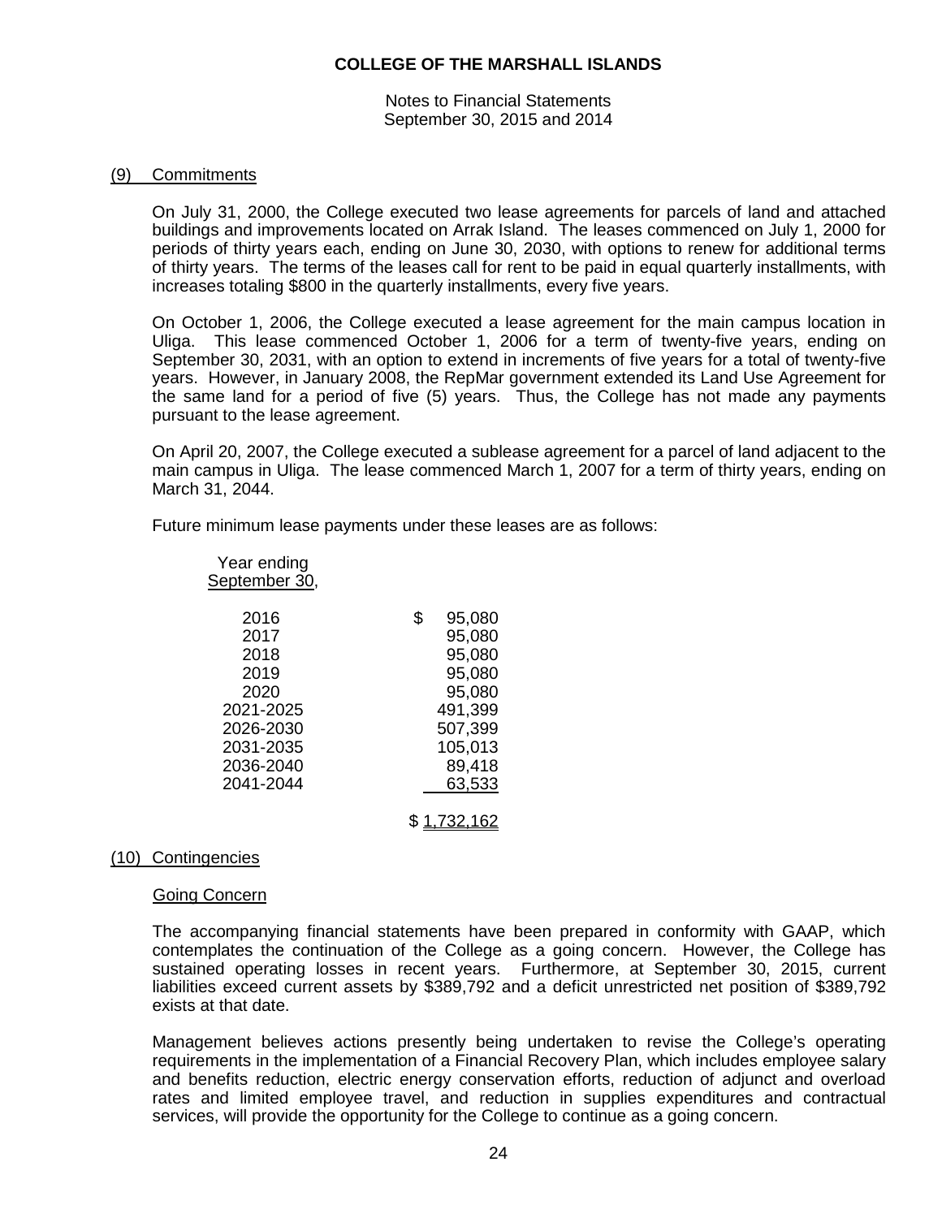# COLLEGE OF THE MARSHALL ISLANDS

Notes to Financial Statements
September 30, 2015 and 2014

## (9) Commitments

On July 31, 2000, the College executed two lease agreements for parcels of land and attached buildings and improvements located on Arrak Island. The leases commenced on July 1, 2000 for periods of thirty years each, ending on June 30, 2030, with options to renew for additional terms of thirty years. The terms of the leases call for rent to be paid in equal quarterly installments, with increases totaling $800 in the quarterly installments, every five years.

On October 1, 2006, the College executed a lease agreement for the main campus location in Uliga. This lease commenced October 1, 2006 for a term of twenty-five years, ending on September 30, 2031, with an option to extend in increments of five years for a total of twenty-five years. However, in January 2008, the RepMar government extended its Land Use Agreement for the same land for a period of five (5) years. Thus, the College has not made any payments pursuant to the lease agreement.

On April 20, 2007, the College executed a sublease agreement for a parcel of land adjacent to the main campus in Uliga. The lease commenced March 1, 2007 for a term of thirty years, ending on March 31, 2044.

Future minimum lease payments under these leases are as follows:

| Year ending September 30, | |
|---|---|
| 2016 | $ 95,080 |
| 2017 | 95,080 |
| 2018 | 95,080 |
| 2019 | 95,080 |
| 2020 | 95,080 |
| 2021-2025 | 491,399 |
| 2026-2030 | 507,399 |
| 2031-2035 | 105,013 |
| 2036-2040 | 89,418 |
| 2041-2044 | 63,533 |
| | $ 1,732,162 |

## (10) Contingencies

### Going Concern

The accompanying financial statements have been prepared in conformity with GAAP, which contemplates the continuation of the College as a going concern. However, the College has sustained operating losses in recent years. Furthermore, at September 30, 2015, current liabilities exceed current assets by $389,792 and a deficit unrestricted net position of $389,792 exists at that date.

Management believes actions presently being undertaken to revise the College's operating requirements in the implementation of a Financial Recovery Plan, which includes employee salary and benefits reduction, electric energy conservation efforts, reduction of adjunct and overload rates and limited employee travel, and reduction in supplies expenditures and contractual services, will provide the opportunity for the College to continue as a going concern.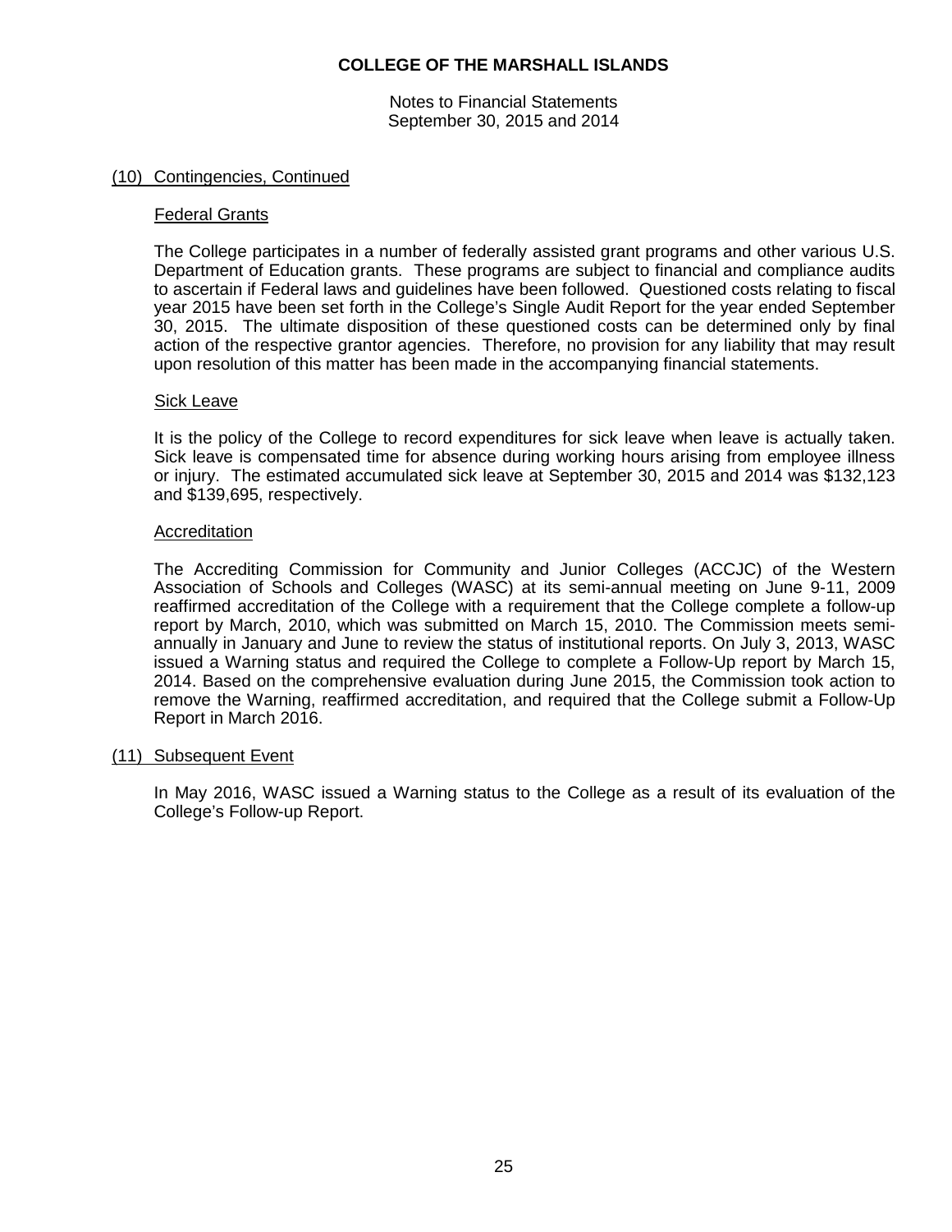## (10) Contingencies, Continued

### Federal Grants

The College participates in a number of federally assisted grant programs and other various U.S. Department of Education grants. These programs are subject to financial and compliance audits to ascertain if Federal laws and guidelines have been followed. Questioned costs relating to fiscal year 2015 have been set forth in the College's Single Audit Report for the year ended September 30, 2015. The ultimate disposition of these questioned costs can be determined only by final action of the respective grantor agencies. Therefore, no provision for any liability that may result upon resolution of this matter has been made in the accompanying financial statements.

### Sick Leave

It is the policy of the College to record expenditures for sick leave when leave is actually taken. Sick leave is compensated time for absence during working hours arising from employee illness or injury. The estimated accumulated sick leave at September 30, 2015 and 2014 was $132,123 and $139,695, respectively.

### Accreditation

The Accrediting Commission for Community and Junior Colleges (ACCJC) of the Western Association of Schools and Colleges (WASC) at its semi-annual meeting on June 9-11, 2009 reaffirmed accreditation of the College with a requirement that the College complete a follow-up report by March, 2010, which was submitted on March 15, 2010. The Commission meets semi-annually in January and June to review the status of institutional reports. On July 3, 2013, WASC issued a Warning status and required the College to complete a Follow-Up report by March 15, 2014. Based on the comprehensive evaluation during June 2015, the Commission took action to remove the Warning, reaffirmed accreditation, and required that the College submit a Follow-Up Report in March 2016.

## (11) Subsequent Event

In May 2016, WASC issued a Warning status to the College as a result of its evaluation of the College's Follow-up Report.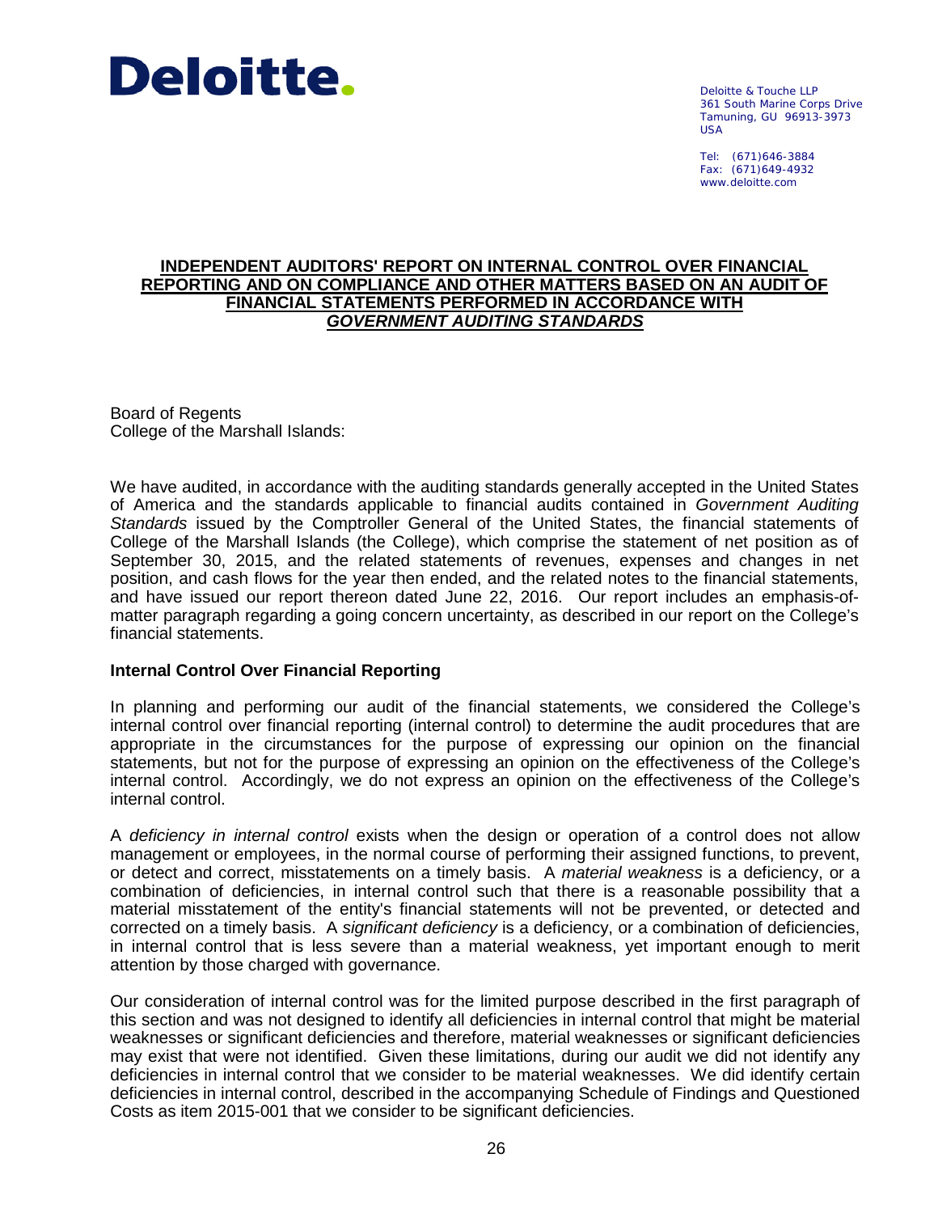**Deloitte.**

Deloitte & Touche LLP
361 South Marine Corps Drive
Tamuning, GU 96913-3973
USA

Tel: (671)646-3884
Fax: (671)649-4932
www.deloitte.com

## INDEPENDENT AUDITORS' REPORT ON INTERNAL CONTROL OVER FINANCIAL REPORTING AND ON COMPLIANCE AND OTHER MATTERS BASED ON AN AUDIT OF FINANCIAL STATEMENTS PERFORMED IN ACCORDANCE WITH *GOVERNMENT AUDITING STANDARDS*

Board of Regents
College of the Marshall Islands:

We have audited, in accordance with the auditing standards generally accepted in the United States of America and the standards applicable to financial audits contained in *Government Auditing Standards* issued by the Comptroller General of the United States, the financial statements of College of the Marshall Islands (the College), which comprise the statement of net position as of September 30, 2015, and the related statements of revenues, expenses and changes in net position, and cash flows for the year then ended, and the related notes to the financial statements, and have issued our report thereon dated June 22, 2016. Our report includes an emphasis-of-matter paragraph regarding a going concern uncertainty, as described in our report on the College's financial statements.

### Internal Control Over Financial Reporting

In planning and performing our audit of the financial statements, we considered the College's internal control over financial reporting (internal control) to determine the audit procedures that are appropriate in the circumstances for the purpose of expressing our opinion on the financial statements, but not for the purpose of expressing an opinion on the effectiveness of the College's internal control. Accordingly, we do not express an opinion on the effectiveness of the College's internal control.

A *deficiency in internal control* exists when the design or operation of a control does not allow management or employees, in the normal course of performing their assigned functions, to prevent, or detect and correct, misstatements on a timely basis. A *material weakness* is a deficiency, or a combination of deficiencies, in internal control such that there is a reasonable possibility that a material misstatement of the entity's financial statements will not be prevented, or detected and corrected on a timely basis. A *significant deficiency* is a deficiency, or a combination of deficiencies, in internal control that is less severe than a material weakness, yet important enough to merit attention by those charged with governance.

Our consideration of internal control was for the limited purpose described in the first paragraph of this section and was not designed to identify all deficiencies in internal control that might be material weaknesses or significant deficiencies and therefore, material weaknesses or significant deficiencies may exist that were not identified. Given these limitations, during our audit we did not identify any deficiencies in internal control that we consider to be material weaknesses. We did identify certain deficiencies in internal control, described in the accompanying Schedule of Findings and Questioned Costs as item 2015-001 that we consider to be significant deficiencies.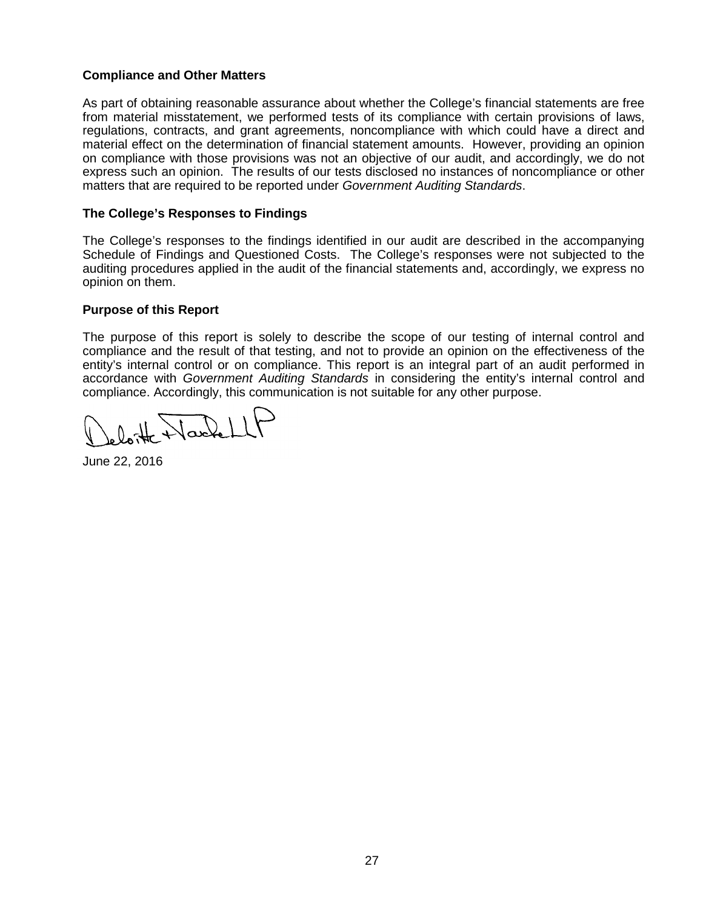### Compliance and Other Matters

As part of obtaining reasonable assurance about whether the College's financial statements are free from material misstatement, we performed tests of its compliance with certain provisions of laws, regulations, contracts, and grant agreements, noncompliance with which could have a direct and material effect on the determination of financial statement amounts. However, providing an opinion on compliance with those provisions was not an objective of our audit, and accordingly, we do not express such an opinion. The results of our tests disclosed no instances of noncompliance or other matters that are required to be reported under *Government Auditing Standards*.

### The College's Responses to Findings

The College's responses to the findings identified in our audit are described in the accompanying Schedule of Findings and Questioned Costs. The College's responses were not subjected to the auditing procedures applied in the audit of the financial statements and, accordingly, we express no opinion on them.

### Purpose of this Report

The purpose of this report is solely to describe the scope of our testing of internal control and compliance and the result of that testing, and not to provide an opinion on the effectiveness of the entity's internal control or on compliance. This report is an integral part of an audit performed in accordance with *Government Auditing Standards* in considering the entity's internal control and compliance. Accordingly, this communication is not suitable for any other purpose.

Deloitte & Touche LLP

June 22, 2016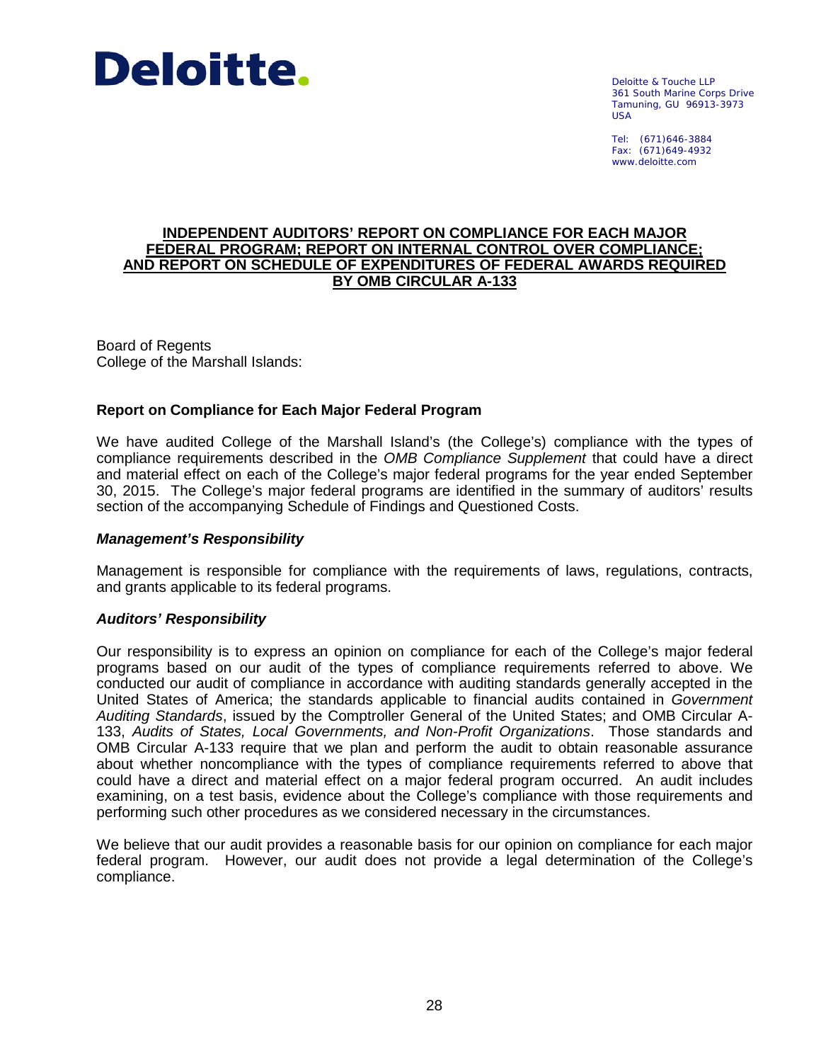Deloitte.

Deloitte & Touche LLP
361 South Marine Corps Drive
Tamuning, GU 96913-3973
USA

Tel: (671)646-3884
Fax: (671)649-4932
www.deloitte.com

## INDEPENDENT AUDITORS' REPORT ON COMPLIANCE FOR EACH MAJOR FEDERAL PROGRAM; REPORT ON INTERNAL CONTROL OVER COMPLIANCE; AND REPORT ON SCHEDULE OF EXPENDITURES OF FEDERAL AWARDS REQUIRED BY OMB CIRCULAR A-133

Board of Regents
College of the Marshall Islands:

### Report on Compliance for Each Major Federal Program

We have audited College of the Marshall Island's (the College's) compliance with the types of compliance requirements described in the *OMB Compliance Supplement* that could have a direct and material effect on each of the College's major federal programs for the year ended September 30, 2015. The College's major federal programs are identified in the summary of auditors' results section of the accompanying Schedule of Findings and Questioned Costs.

#### *Management's Responsibility*

Management is responsible for compliance with the requirements of laws, regulations, contracts, and grants applicable to its federal programs.

#### *Auditors' Responsibility*

Our responsibility is to express an opinion on compliance for each of the College's major federal programs based on our audit of the types of compliance requirements referred to above. We conducted our audit of compliance in accordance with auditing standards generally accepted in the United States of America; the standards applicable to financial audits contained in *Government Auditing Standards*, issued by the Comptroller General of the United States; and OMB Circular A-133, *Audits of States, Local Governments, and Non-Profit Organizations*. Those standards and OMB Circular A-133 require that we plan and perform the audit to obtain reasonable assurance about whether noncompliance with the types of compliance requirements referred to above that could have a direct and material effect on a major federal program occurred. An audit includes examining, on a test basis, evidence about the College's compliance with those requirements and performing such other procedures as we considered necessary in the circumstances.

We believe that our audit provides a reasonable basis for our opinion on compliance for each major federal program. However, our audit does not provide a legal determination of the College's compliance.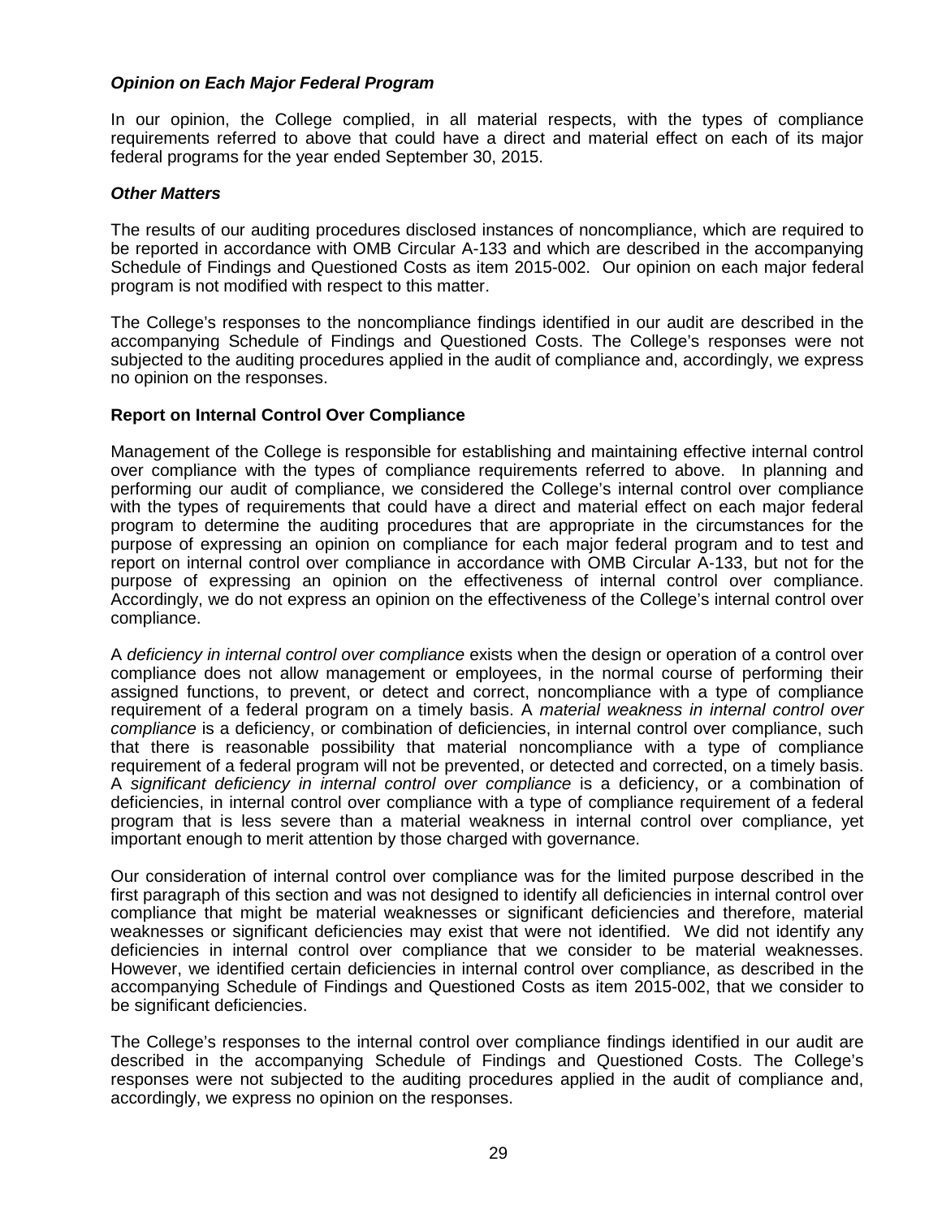### *Opinion on Each Major Federal Program*

In our opinion, the College complied, in all material respects, with the types of compliance requirements referred to above that could have a direct and material effect on each of its major federal programs for the year ended September 30, 2015.

### *Other Matters*

The results of our auditing procedures disclosed instances of noncompliance, which are required to be reported in accordance with OMB Circular A-133 and which are described in the accompanying Schedule of Findings and Questioned Costs as item 2015-002. Our opinion on each major federal program is not modified with respect to this matter.

The College's responses to the noncompliance findings identified in our audit are described in the accompanying Schedule of Findings and Questioned Costs. The College's responses were not subjected to the auditing procedures applied in the audit of compliance and, accordingly, we express no opinion on the responses.

### Report on Internal Control Over Compliance

Management of the College is responsible for establishing and maintaining effective internal control over compliance with the types of compliance requirements referred to above. In planning and performing our audit of compliance, we considered the College's internal control over compliance with the types of requirements that could have a direct and material effect on each major federal program to determine the auditing procedures that are appropriate in the circumstances for the purpose of expressing an opinion on compliance for each major federal program and to test and report on internal control over compliance in accordance with OMB Circular A-133, but not for the purpose of expressing an opinion on the effectiveness of internal control over compliance. Accordingly, we do not express an opinion on the effectiveness of the College's internal control over compliance.

A *deficiency in internal control over compliance* exists when the design or operation of a control over compliance does not allow management or employees, in the normal course of performing their assigned functions, to prevent, or detect and correct, noncompliance with a type of compliance requirement of a federal program on a timely basis. A *material weakness in internal control over compliance* is a deficiency, or combination of deficiencies, in internal control over compliance, such that there is reasonable possibility that material noncompliance with a type of compliance requirement of a federal program will not be prevented, or detected and corrected, on a timely basis. A *significant deficiency in internal control over compliance* is a deficiency, or a combination of deficiencies, in internal control over compliance with a type of compliance requirement of a federal program that is less severe than a material weakness in internal control over compliance, yet important enough to merit attention by those charged with governance.

Our consideration of internal control over compliance was for the limited purpose described in the first paragraph of this section and was not designed to identify all deficiencies in internal control over compliance that might be material weaknesses or significant deficiencies and therefore, material weaknesses or significant deficiencies may exist that were not identified. We did not identify any deficiencies in internal control over compliance that we consider to be material weaknesses. However, we identified certain deficiencies in internal control over compliance, as described in the accompanying Schedule of Findings and Questioned Costs as item 2015-002, that we consider to be significant deficiencies.

The College's responses to the internal control over compliance findings identified in our audit are described in the accompanying Schedule of Findings and Questioned Costs. The College's responses were not subjected to the auditing procedures applied in the audit of compliance and, accordingly, we express no opinion on the responses.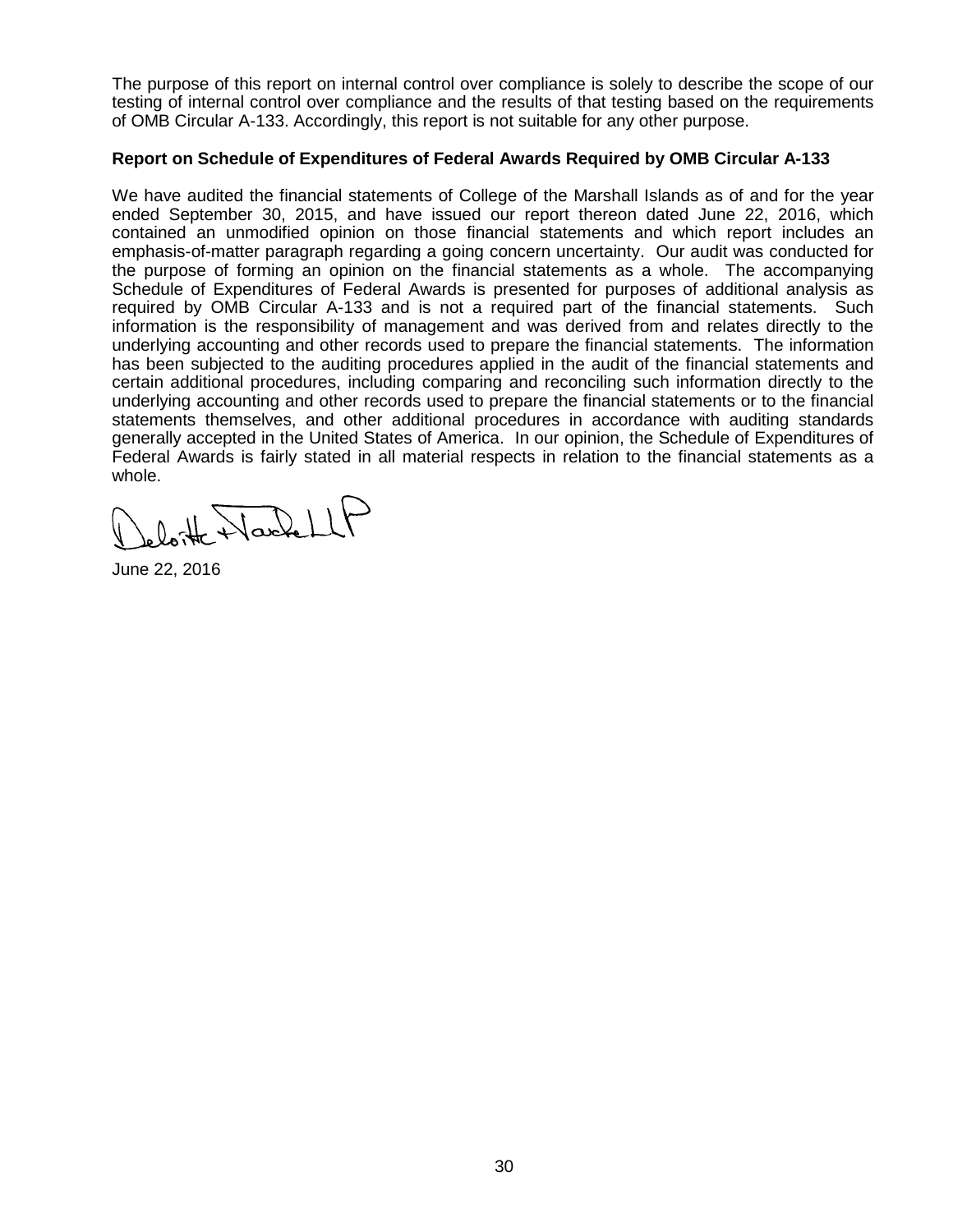The purpose of this report on internal control over compliance is solely to describe the scope of our testing of internal control over compliance and the results of that testing based on the requirements of OMB Circular A-133. Accordingly, this report is not suitable for any other purpose.

**Report on Schedule of Expenditures of Federal Awards Required by OMB Circular A-133**

We have audited the financial statements of College of the Marshall Islands as of and for the year ended September 30, 2015, and have issued our report thereon dated June 22, 2016, which contained an unmodified opinion on those financial statements and which report includes an emphasis-of-matter paragraph regarding a going concern uncertainty. Our audit was conducted for the purpose of forming an opinion on the financial statements as a whole. The accompanying Schedule of Expenditures of Federal Awards is presented for purposes of additional analysis as required by OMB Circular A-133 and is not a required part of the financial statements. Such information is the responsibility of management and was derived from and relates directly to the underlying accounting and other records used to prepare the financial statements. The information has been subjected to the auditing procedures applied in the audit of the financial statements and certain additional procedures, including comparing and reconciling such information directly to the underlying accounting and other records used to prepare the financial statements or to the financial statements themselves, and other additional procedures in accordance with auditing standards generally accepted in the United States of America. In our opinion, the Schedule of Expenditures of Federal Awards is fairly stated in all material respects in relation to the financial statements as a whole.

Deloitte & Touche LLP

June 22, 2016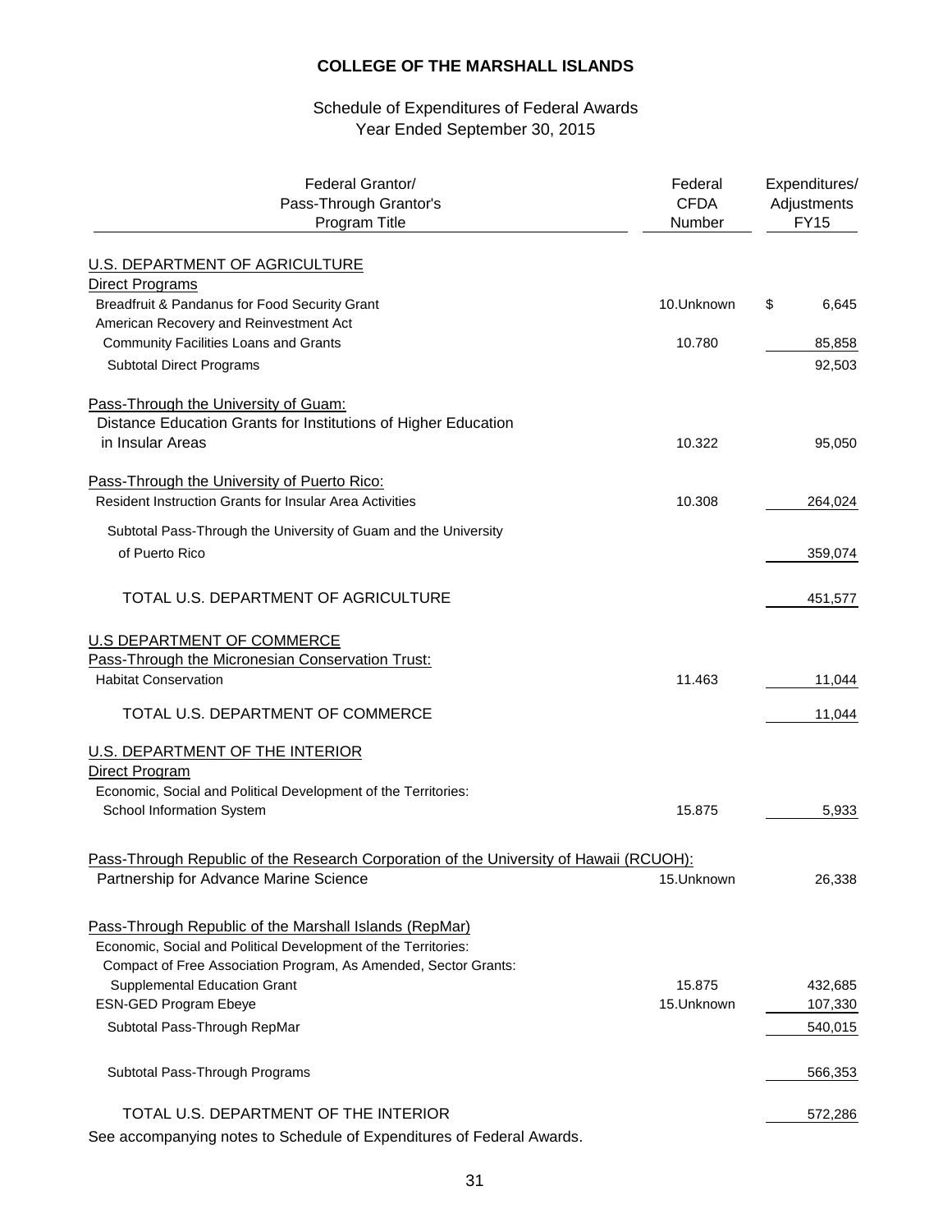# COLLEGE OF THE MARSHALL ISLANDS

Schedule of Expenditures of Federal Awards
Year Ended September 30, 2015

| Federal Grantor/<br>Pass-Through Grantor's<br>Program Title | Federal<br>CFDA<br>Number | Expenditures/<br>Adjustments<br>FY15 |
|---|---|---|
| U.S. DEPARTMENT OF AGRICULTURE | | |
| Direct Programs | | |
| Breadfruit & Pandanus for Food Security Grant | 10.Unknown | $ 6,645 |
| American Recovery and Reinvestment Act | | |
| Community Facilities Loans and Grants | 10.780 | 85,858 |
| Subtotal Direct Programs | | 92,503 |
| Pass-Through the University of Guam: | | |
| Distance Education Grants for Institutions of Higher Education in Insular Areas | 10.322 | 95,050 |
| Pass-Through the University of Puerto Rico: | | |
| Resident Instruction Grants for Insular Area Activities | 10.308 | 264,024 |
| Subtotal Pass-Through the University of Guam and the University of Puerto Rico | | 359,074 |
| TOTAL U.S. DEPARTMENT OF AGRICULTURE | | 451,577 |
| U.S DEPARTMENT OF COMMERCE | | |
| Pass-Through the Micronesian Conservation Trust: | | |
| Habitat Conservation | 11.463 | 11,044 |
| TOTAL U.S. DEPARTMENT OF COMMERCE | | 11,044 |
| U.S. DEPARTMENT OF THE INTERIOR | | |
| Direct Program | | |
| Economic, Social and Political Development of the Territories: | | |
| School Information System | 15.875 | 5,933 |
| Pass-Through Republic of the Research Corporation of the University of Hawaii (RCUOH): | | |
| Partnership for Advance Marine Science | 15.Unknown | 26,338 |
| Pass-Through Republic of the Marshall Islands (RepMar) | | |
| Economic, Social and Political Development of the Territories: | | |
| Compact of Free Association Program, As Amended, Sector Grants: | | |
| Supplemental Education Grant | 15.875 | 432,685 |
| ESN-GED Program Ebeye | 15.Unknown | 107,330 |
| Subtotal Pass-Through RepMar | | 540,015 |
| Subtotal Pass-Through Programs | | 566,353 |
| TOTAL U.S. DEPARTMENT OF THE INTERIOR | | 572,286 |

See accompanying notes to Schedule of Expenditures of Federal Awards.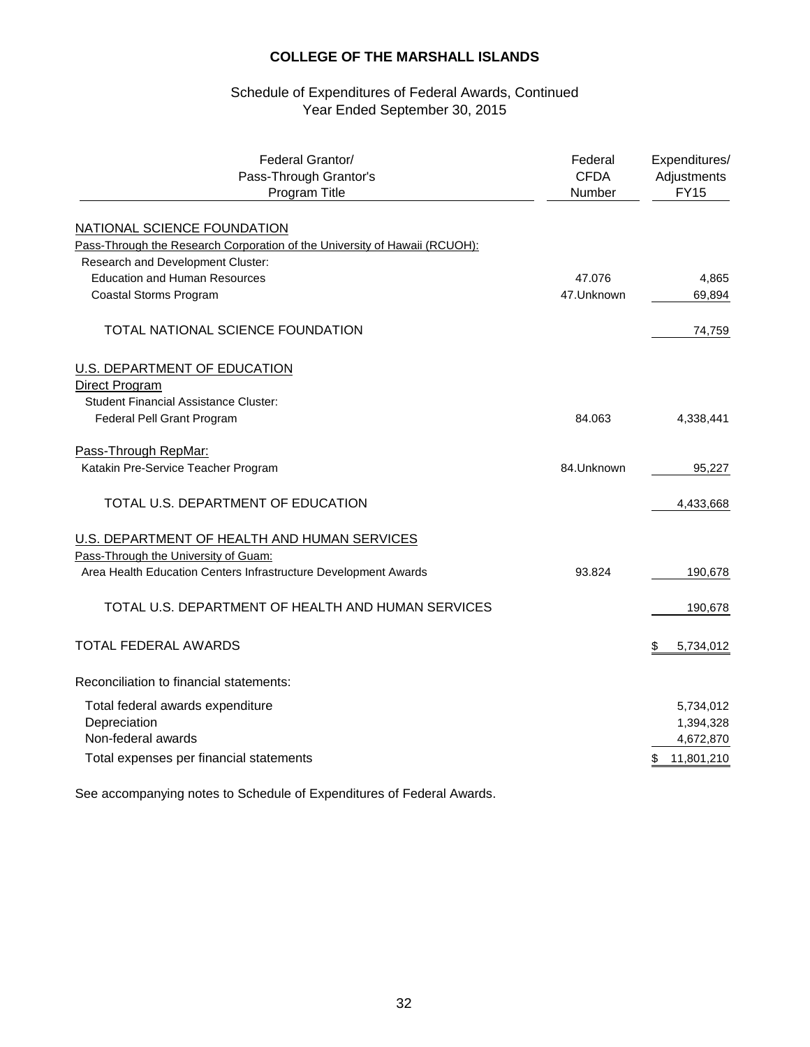# COLLEGE OF THE MARSHALL ISLANDS

Schedule of Expenditures of Federal Awards, Continued
Year Ended September 30, 2015

| Federal Grantor/ Pass-Through Grantor's Program Title | Federal CFDA Number | Expenditures/ Adjustments FY15 |
|---|---|---|
| NATIONAL SCIENCE FOUNDATION | | |
| Pass-Through the Research Corporation of the University of Hawaii (RCUOH): | | |
| Research and Development Cluster: | | |
| Education and Human Resources | 47.076 | 4,865 |
| Coastal Storms Program | 47.Unknown | 69,894 |
| TOTAL NATIONAL SCIENCE FOUNDATION | | 74,759 |
| U.S. DEPARTMENT OF EDUCATION | | |
| Direct Program | | |
| Student Financial Assistance Cluster: | | |
| Federal Pell Grant Program | 84.063 | 4,338,441 |
| Pass-Through RepMar: | | |
| Katakin Pre-Service Teacher Program | 84.Unknown | 95,227 |
| TOTAL U.S. DEPARTMENT OF EDUCATION | | 4,433,668 |
| U.S. DEPARTMENT OF HEALTH AND HUMAN SERVICES | | |
| Pass-Through the University of Guam: | | |
| Area Health Education Centers Infrastructure Development Awards | 93.824 | 190,678 |
| TOTAL U.S. DEPARTMENT OF HEALTH AND HUMAN SERVICES | | 190,678 |
| TOTAL FEDERAL AWARDS | | $ 5,734,012 |

Reconciliation to financial statements:

| | |
|---|---|
| Total federal awards expenditure | 5,734,012 |
| Depreciation | 1,394,328 |
| Non-federal awards | 4,672,870 |
| Total expenses per financial statements | $ 11,801,210 |

See accompanying notes to Schedule of Expenditures of Federal Awards.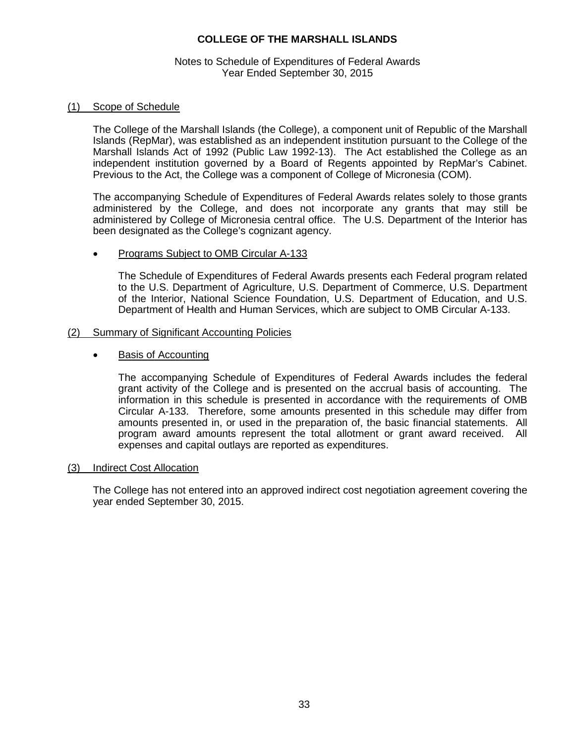# COLLEGE OF THE MARSHALL ISLANDS

Notes to Schedule of Expenditures of Federal Awards
Year Ended September 30, 2015

## (1) Scope of Schedule

The College of the Marshall Islands (the College), a component unit of Republic of the Marshall Islands (RepMar), was established as an independent institution pursuant to the College of the Marshall Islands Act of 1992 (Public Law 1992-13). The Act established the College as an independent institution governed by a Board of Regents appointed by RepMar's Cabinet. Previous to the Act, the College was a component of College of Micronesia (COM).

The accompanying Schedule of Expenditures of Federal Awards relates solely to those grants administered by the College, and does not incorporate any grants that may still be administered by College of Micronesia central office. The U.S. Department of the Interior has been designated as the College's cognizant agency.

- Programs Subject to OMB Circular A-133

  The Schedule of Expenditures of Federal Awards presents each Federal program related to the U.S. Department of Agriculture, U.S. Department of Commerce, U.S. Department of the Interior, National Science Foundation, U.S. Department of Education, and U.S. Department of Health and Human Services, which are subject to OMB Circular A-133.

## (2) Summary of Significant Accounting Policies

- Basis of Accounting

  The accompanying Schedule of Expenditures of Federal Awards includes the federal grant activity of the College and is presented on the accrual basis of accounting. The information in this schedule is presented in accordance with the requirements of OMB Circular A-133. Therefore, some amounts presented in this schedule may differ from amounts presented in, or used in the preparation of, the basic financial statements. All program award amounts represent the total allotment or grant award received. All expenses and capital outlays are reported as expenditures.

## (3) Indirect Cost Allocation

The College has not entered into an approved indirect cost negotiation agreement covering the year ended September 30, 2015.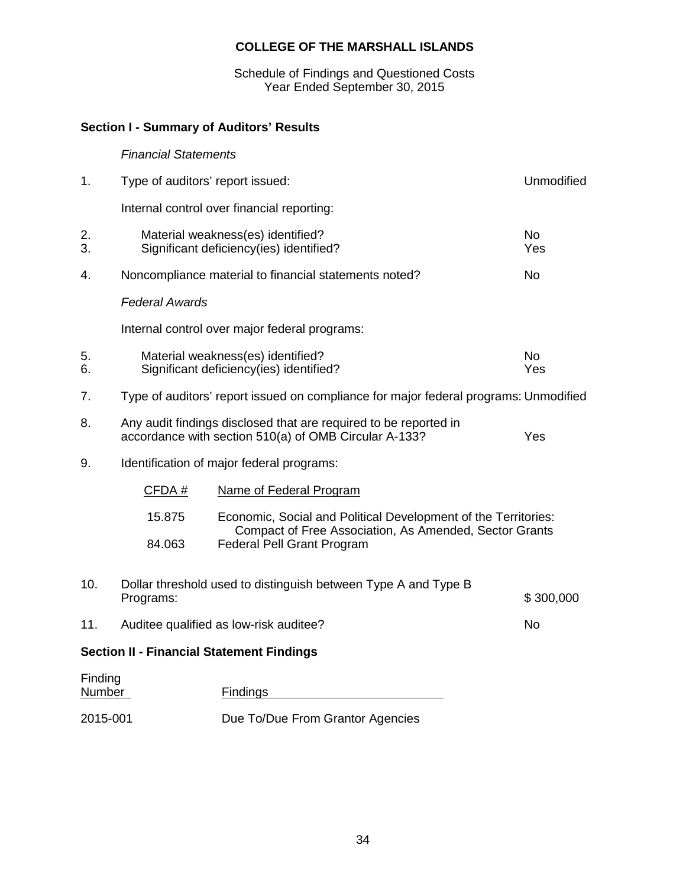# COLLEGE OF THE MARSHALL ISLANDS

Schedule of Findings and Questioned Costs
Year Ended September 30, 2015

## Section I - Summary of Auditors' Results

*Financial Statements*

| | | |
|---|---|---|
| 1. | Type of auditors' report issued: | Unmodified |
| | Internal control over financial reporting: | |
| 2. | Material weakness(es) identified? | No |
| 3. | Significant deficiency(ies) identified? | Yes |
| 4. | Noncompliance material to financial statements noted? | No |

*Federal Awards*

| | | |
|---|---|---|
| | Internal control over major federal programs: | |
| 5. | Material weakness(es) identified? | No |
| 6. | Significant deficiency(ies) identified? | Yes |
| 7. | Type of auditors' report issued on compliance for major federal programs: | Unmodified |
| 8. | Any audit findings disclosed that are required to be reported in accordance with section 510(a) of OMB Circular A-133? | Yes |
| 9. | Identification of major federal programs: | |

| CFDA # | Name of Federal Program |
|---|---|
| 15.875 | Economic, Social and Political Development of the Territories: Compact of Free Association, As Amended, Sector Grants |
| 84.063 | Federal Pell Grant Program |

| | | |
|---|---|---|
| 10. | Dollar threshold used to distinguish between Type A and Type B Programs: | $ 300,000 |
| 11. | Auditee qualified as low-risk auditee? | No |

## Section II - Financial Statement Findings

| Finding Number | Findings |
|---|---|
| 2015-001 | Due To/Due From Grantor Agencies |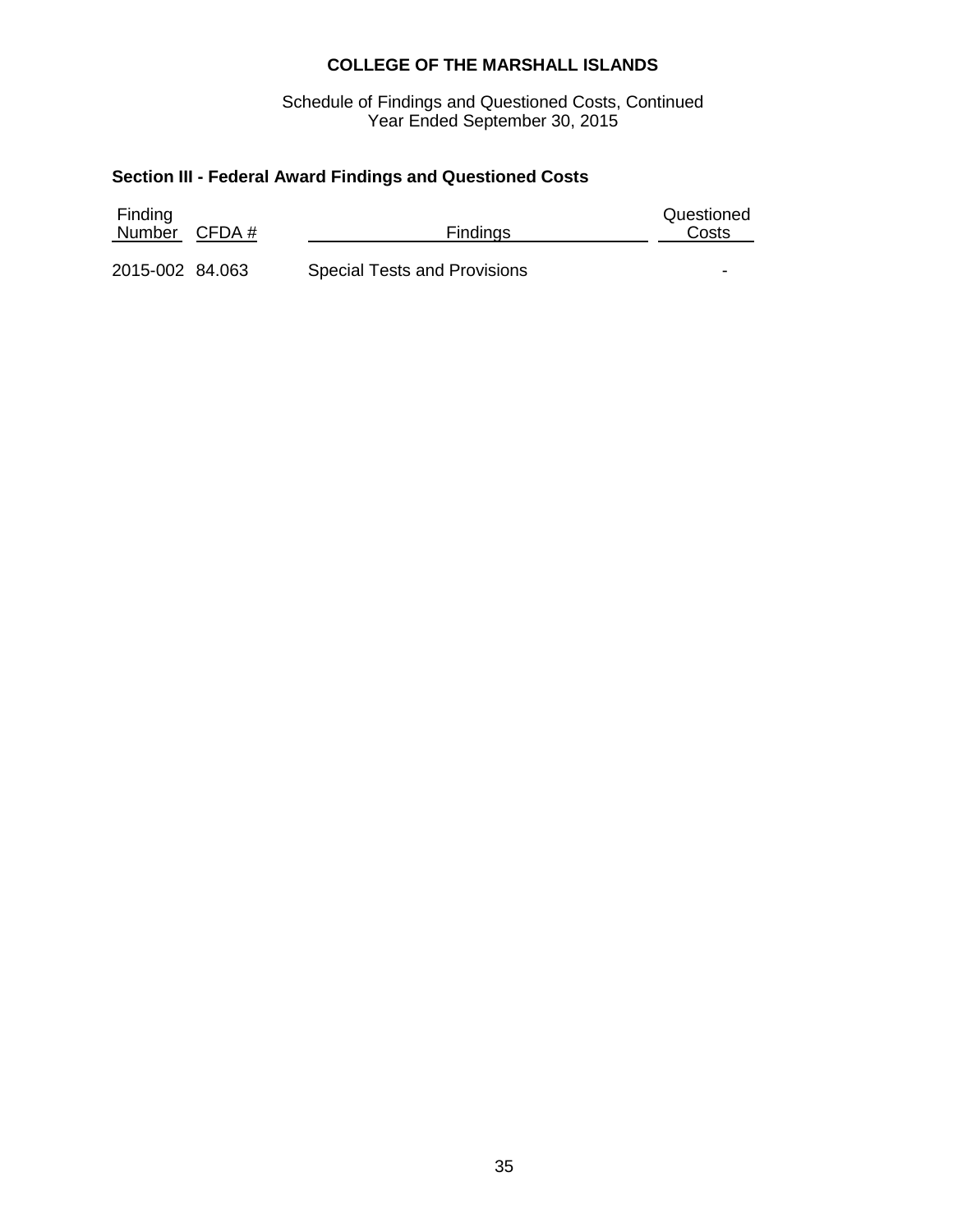# COLLEGE OF THE MARSHALL ISLANDS

Schedule of Findings and Questioned Costs, Continued
Year Ended September 30, 2015

## Section III - Federal Award Findings and Questioned Costs

| Finding Number | CFDA # | Findings | Questioned Costs |
|---|---|---|---|
| 2015-002 | 84.063 | Special Tests and Provisions | - |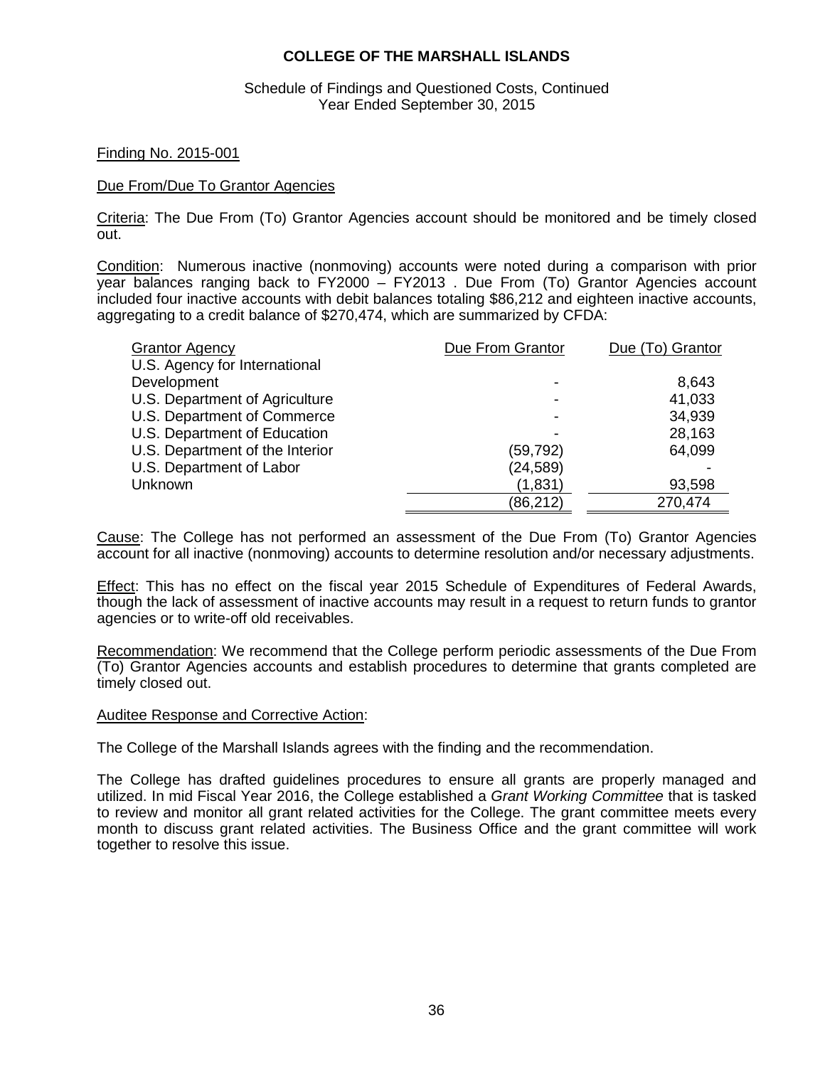**COLLEGE OF THE MARSHALL ISLANDS**

Schedule of Findings and Questioned Costs, Continued
Year Ended September 30, 2015

Finding No. 2015-001

Due From/Due To Grantor Agencies

Criteria: The Due From (To) Grantor Agencies account should be monitored and be timely closed out.

Condition: Numerous inactive (nonmoving) accounts were noted during a comparison with prior year balances ranging back to FY2000 – FY2013 . Due From (To) Grantor Agencies account included four inactive accounts with debit balances totaling $86,212 and eighteen inactive accounts, aggregating to a credit balance of $270,474, which are summarized by CFDA:

| Grantor Agency | Due From Grantor | Due (To) Grantor |
|---|---|---|
| U.S. Agency for International Development | - | 8,643 |
| U.S. Department of Agriculture | - | 41,033 |
| U.S. Department of Commerce | - | 34,939 |
| U.S. Department of Education | - | 28,163 |
| U.S. Department of the Interior | (59,792) | 64,099 |
| U.S. Department of Labor | (24,589) | - |
| Unknown | (1,831) | 93,598 |
| | (86,212) | 270,474 |

Cause: The College has not performed an assessment of the Due From (To) Grantor Agencies account for all inactive (nonmoving) accounts to determine resolution and/or necessary adjustments.

Effect: This has no effect on the fiscal year 2015 Schedule of Expenditures of Federal Awards, though the lack of assessment of inactive accounts may result in a request to return funds to grantor agencies or to write-off old receivables.

Recommendation: We recommend that the College perform periodic assessments of the Due From (To) Grantor Agencies accounts and establish procedures to determine that grants completed are timely closed out.

Auditee Response and Corrective Action:

The College of the Marshall Islands agrees with the finding and the recommendation.

The College has drafted guidelines procedures to ensure all grants are properly managed and utilized. In mid Fiscal Year 2016, the College established a *Grant Working Committee* that is tasked to review and monitor all grant related activities for the College. The grant committee meets every month to discuss grant related activities. The Business Office and the grant committee will work together to resolve this issue.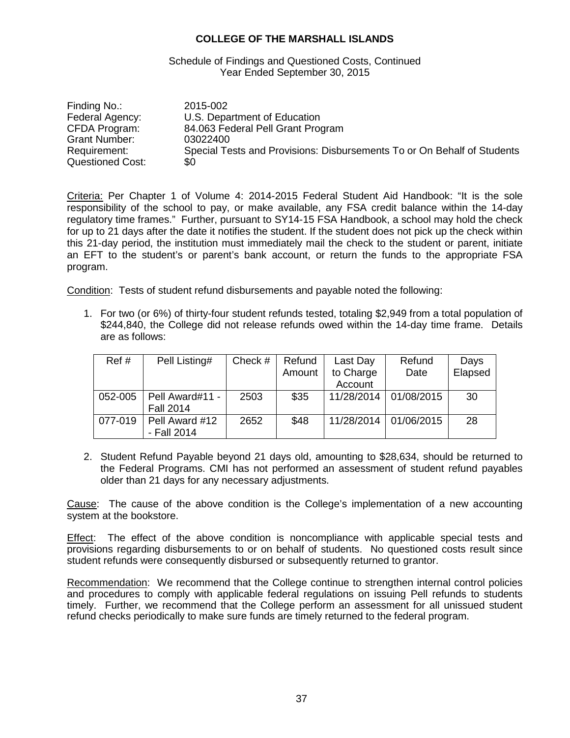# COLLEGE OF THE MARSHALL ISLANDS

Schedule of Findings and Questioned Costs, Continued
Year Ended September 30, 2015

Finding No.: 2015-002
Federal Agency: U.S. Department of Education
CFDA Program: 84.063 Federal Pell Grant Program
Grant Number: 03022400
Requirement: Special Tests and Provisions: Disbursements To or On Behalf of Students
Questioned Cost: $0

Criteria: Per Chapter 1 of Volume 4: 2014-2015 Federal Student Aid Handbook: "It is the sole responsibility of the school to pay, or make available, any FSA credit balance within the 14-day regulatory time frames." Further, pursuant to SY14-15 FSA Handbook, a school may hold the check for up to 21 days after the date it notifies the student. If the student does not pick up the check within this 21-day period, the institution must immediately mail the check to the student or parent, initiate an EFT to the student's or parent's bank account, or return the funds to the appropriate FSA program.

Condition: Tests of student refund disbursements and payable noted the following:

1. For two (or 6%) of thirty-four student refunds tested, totaling $2,949 from a total population of $244,840, the College did not release refunds owed within the 14-day time frame. Details are as follows:

| Ref # | Pell Listing# | Check # | Refund Amount | Last Day to Charge Account | Refund Date | Days Elapsed |
|---|---|---|---|---|---|---|
| 052-005 | Pell Award#11 - Fall 2014 | 2503 | $35 | 11/28/2014 | 01/08/2015 | 30 |
| 077-019 | Pell Award #12 - Fall 2014 | 2652 | $48 | 11/28/2014 | 01/06/2015 | 28 |

2. Student Refund Payable beyond 21 days old, amounting to $28,634, should be returned to the Federal Programs. CMI has not performed an assessment of student refund payables older than 21 days for any necessary adjustments.

Cause: The cause of the above condition is the College's implementation of a new accounting system at the bookstore.

Effect: The effect of the above condition is noncompliance with applicable special tests and provisions regarding disbursements to or on behalf of students. No questioned costs result since student refunds were consequently disbursed or subsequently returned to grantor.

Recommendation: We recommend that the College continue to strengthen internal control policies and procedures to comply with applicable federal regulations on issuing Pell refunds to students timely. Further, we recommend that the College perform an assessment for all unissued student refund checks periodically to make sure funds are timely returned to the federal program.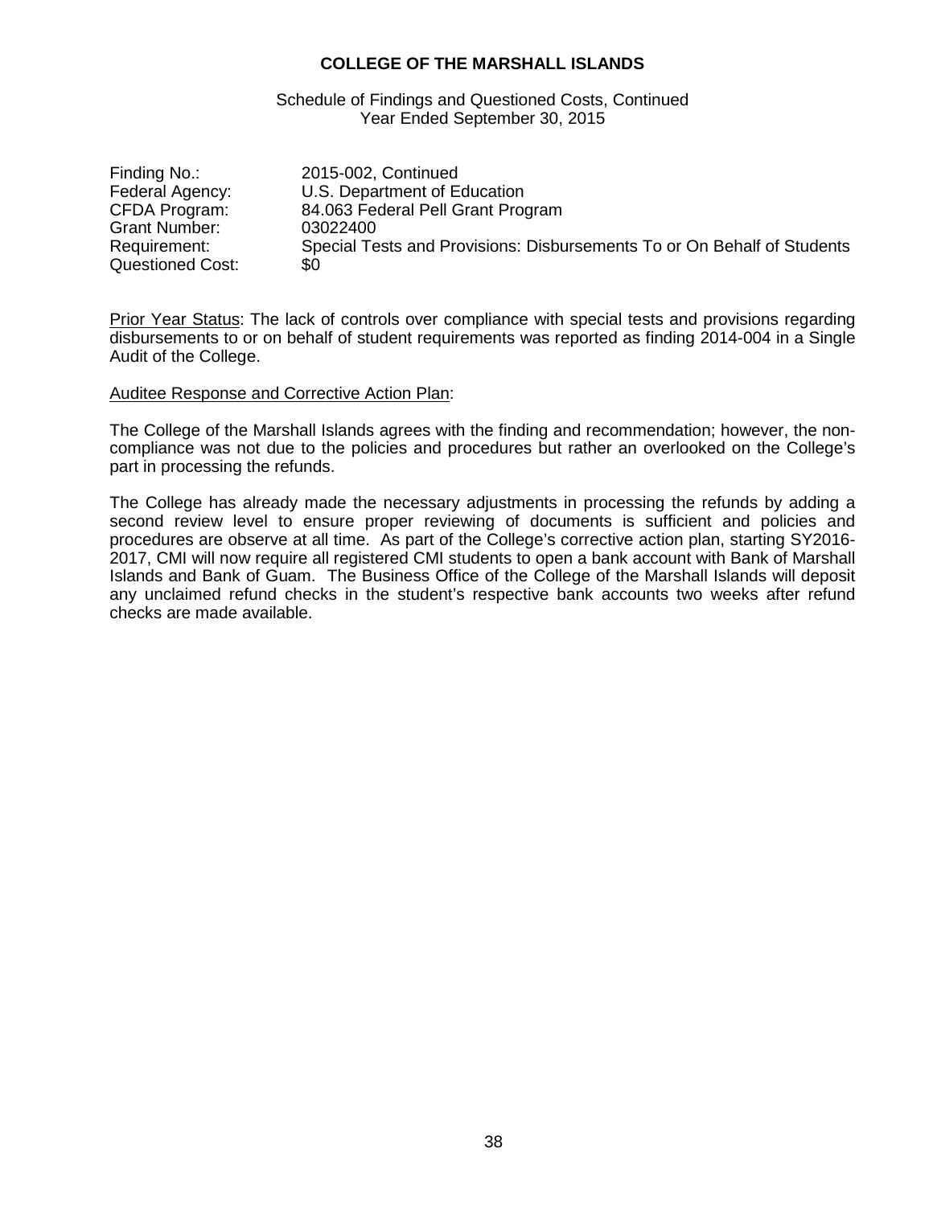# COLLEGE OF THE MARSHALL ISLANDS

Schedule of Findings and Questioned Costs, Continued
Year Ended September 30, 2015

| | |
|---|---|
| Finding No.: | 2015-002, Continued |
| Federal Agency: | U.S. Department of Education |
| CFDA Program: | 84.063 Federal Pell Grant Program |
| Grant Number: | 03022400 |
| Requirement: | Special Tests and Provisions: Disbursements To or On Behalf of Students |
| Questioned Cost: | $0 |

Prior Year Status: The lack of controls over compliance with special tests and provisions regarding disbursements to or on behalf of student requirements was reported as finding 2014-004 in a Single Audit of the College.

Auditee Response and Corrective Action Plan:

The College of the Marshall Islands agrees with the finding and recommendation; however, the non-compliance was not due to the policies and procedures but rather an overlooked on the College's part in processing the refunds.

The College has already made the necessary adjustments in processing the refunds by adding a second review level to ensure proper reviewing of documents is sufficient and policies and procedures are observe at all time. As part of the College's corrective action plan, starting SY2016-2017, CMI will now require all registered CMI students to open a bank account with Bank of Marshall Islands and Bank of Guam. The Business Office of the College of the Marshall Islands will deposit any unclaimed refund checks in the student's respective bank accounts two weeks after refund checks are made available.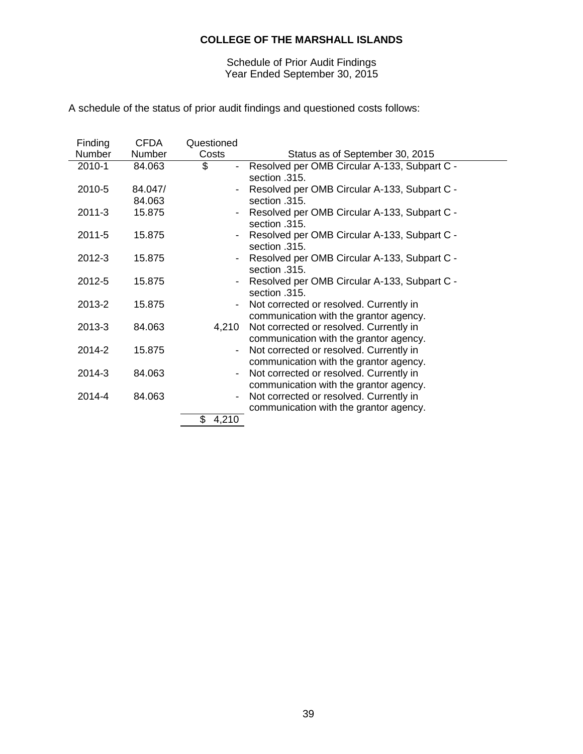**COLLEGE OF THE MARSHALL ISLANDS**

Schedule of Prior Audit Findings
Year Ended September 30, 2015

A schedule of the status of prior audit findings and questioned costs follows:

| Finding Number | CFDA Number | Questioned Costs | Status as of September 30, 2015 |
|---|---|---|---|
| 2010-1 | 84.063 | $ - | Resolved per OMB Circular A-133, Subpart C - section .315. |
| 2010-5 | 84.047/ 84.063 | - | Resolved per OMB Circular A-133, Subpart C - section .315. |
| 2011-3 | 15.875 | - | Resolved per OMB Circular A-133, Subpart C - section .315. |
| 2011-5 | 15.875 | - | Resolved per OMB Circular A-133, Subpart C - section .315. |
| 2012-3 | 15.875 | - | Resolved per OMB Circular A-133, Subpart C - section .315. |
| 2012-5 | 15.875 | - | Resolved per OMB Circular A-133, Subpart C - section .315. |
| 2013-2 | 15.875 | - | Not corrected or resolved. Currently in communication with the grantor agency. |
| 2013-3 | 84.063 | 4,210 | Not corrected or resolved. Currently in communication with the grantor agency. |
| 2014-2 | 15.875 | - | Not corrected or resolved. Currently in communication with the grantor agency. |
| 2014-3 | 84.063 | - | Not corrected or resolved. Currently in communication with the grantor agency. |
| 2014-4 | 84.063 | - | Not corrected or resolved. Currently in communication with the grantor agency. |
| | | $ 4,210 | |